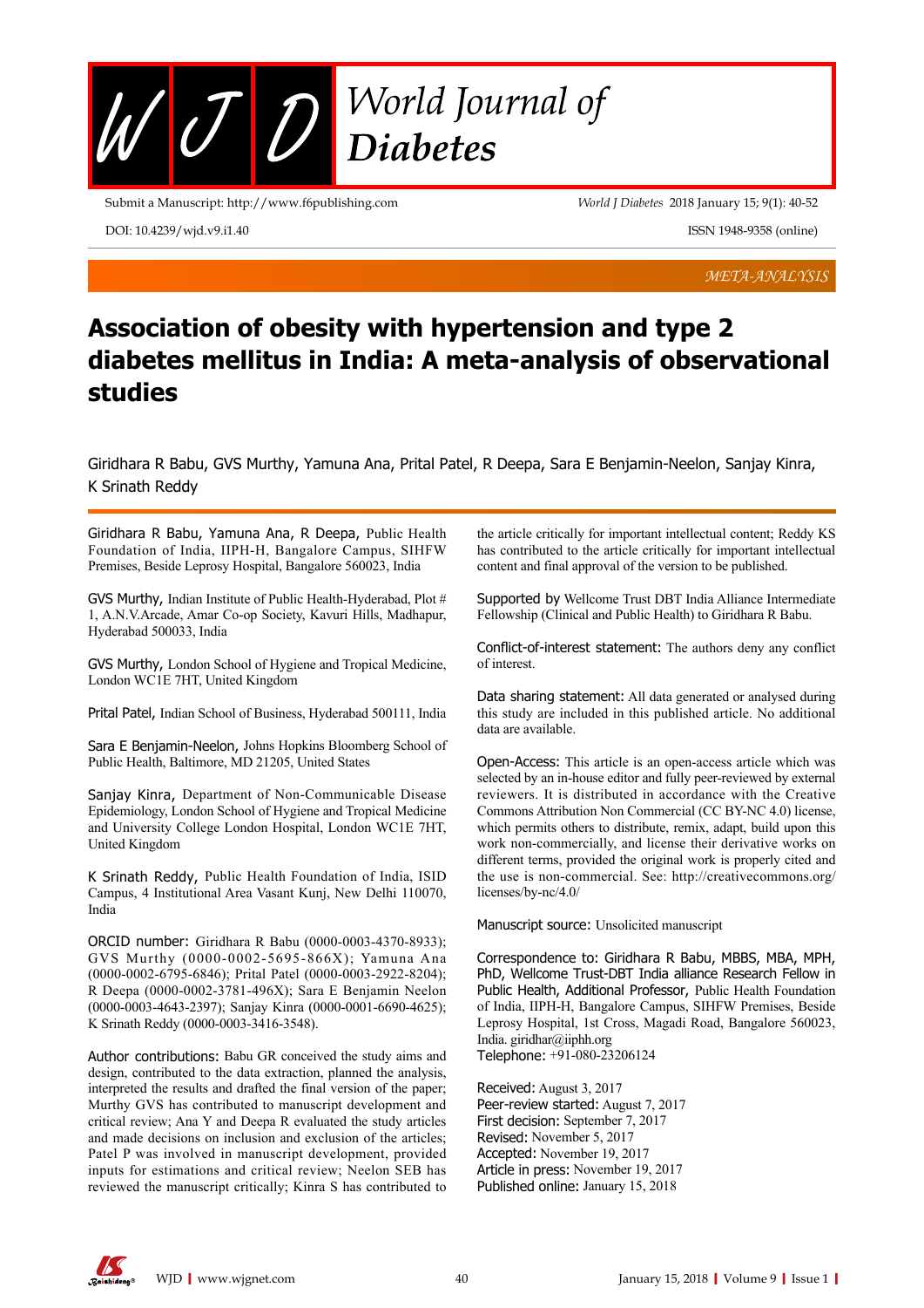META-ANALYSIS

# Association of obesity with hypertension and type 2 diabetes mellitus in India: A meta-analysis of observational studies

Giridhara R Babu, GVS Murthy, Yamuna Ana, Prital Patel, R Deepa, Sara E Benjamin-Neelon, Sanjay Kinra, K Srinath Reddy

**Giridhara R Babu, Yamuna Ana, R Deepa,** Public Health Foundation of India, IIPH-H, Bangalore Campus, SIHFW Premises, Beside Leprosy Hospital, Bangalore 560023, India

**GVS Murthy,** Indian Institute of Public Health-Hyderabad, Plot # 1, A.N.V.Arcade, Amar Co-op Society, Kavuri Hills, Madhapur, Hyderabad 500033, India

**GVS Murthy,** London School of Hygiene and Tropical Medicine, London WC1E 7HT, United Kingdom

**Prital Patel,** Indian School of Business, Hyderabad 500111, India

**Sara E Benjamin-Neelon,** Johns Hopkins Bloomberg School of Public Health, Baltimore, MD 21205, United States

**Sanjay Kinra,** Department of Non-Communicable Disease Epidemiology, London School of Hygiene and Tropical Medicine and University College London Hospital, London WC1E 7HT, United Kingdom

**K Srinath Reddy,** Public Health Foundation of India, ISID Campus, 4 Institutional Area Vasant Kunj, New Delhi 110070, India

**ORCID number:** Giridhara R Babu (0000-0003-4370-8933); GVS Murthy (0000-0002-5695-866X); Yamuna Ana (0000-0002-6795-6846); Prital Patel (0000-0003-2922-8204); R Deepa (0000-0002-3781-496X); Sara E Benjamin Neelon (0000-0003-4643-2397); Sanjay Kinra (0000-0001-6690-4625); K Srinath Reddy (0000-0003-3416-3548).

**Author contributions:** Babu GR conceived the study aims and design, contributed to the data extraction, planned the analysis, interpreted the results and drafted the final version of the paper; Murthy GVS has contributed to manuscript development and critical review; Ana Y and Deepa R evaluated the study articles and made decisions on inclusion and exclusion of the articles; Patel P was involved in manuscript development, provided inputs for estimations and critical review; Neelon SEB has reviewed the manuscript critically; Kinra S has contributed to the article critically for important intellectual content; Reddy KS has contributed to the article critically for important intellectual content and final approval of the version to be published.

**Supported by** Wellcome Trust DBT India Alliance Intermediate Fellowship (Clinical and Public Health) to Giridhara R Babu.

**Conflict-of-interest statement:** The authors deny any conflict of interest.

**Data sharing statement:** All data generated or analysed during this study are included in this published article. No additional data are available.

**Open-Access:** This article is an open-access article which was selected by an in-house editor and fully peer-reviewed by external reviewers. It is distributed in accordance with the Creative Commons Attribution Non Commercial (CC BY-NC 4.0) license, which permits others to distribute, remix, adapt, build upon this work non-commercially, and license their derivative works on different terms, provided the original work is properly cited and the use is non-commercial. See: http://creativecommons.org/licenses/by-nc/4.0/

**Manuscript source:** Unsolicited manuscript

**Correspondence to:** Giridhara R Babu, MBBS, MBA, MPH, PhD, Wellcome Trust-DBT India alliance Research Fellow in Public Health, Additional Professor, Public Health Foundation of India, IIPH-H, Bangalore Campus, SIHFW Premises, Beside Leprosy Hospital, 1st Cross, Magadi Road, Bangalore 560023, India. giridhar@iiphh.org
**Telephone:** +91-080-23206124

**Received:** August 3, 2017
**Peer-review started:** August 7, 2017
**First decision:** September 7, 2017
**Revised:** November 5, 2017
**Accepted:** November 19, 2017
**Article in press:** November 19, 2017
**Published online:** January 15, 2018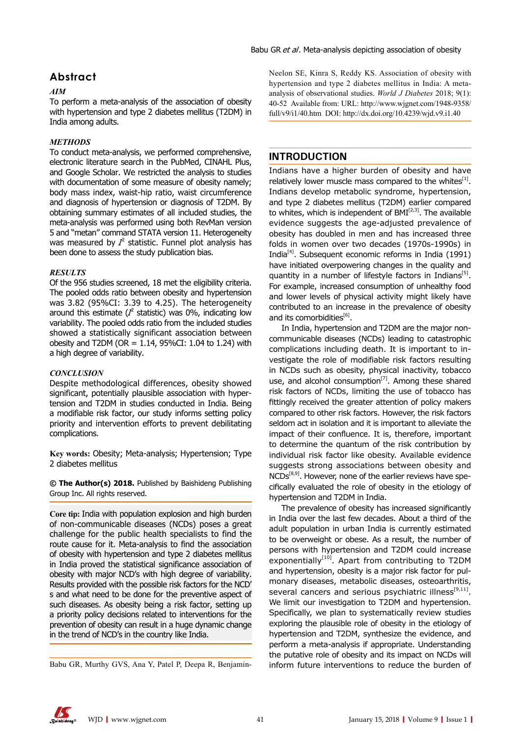## Abstract

***AIM***

To perform a meta-analysis of the association of obesity with hypertension and type 2 diabetes mellitus (T2DM) in India among adults.

***METHODS***

To conduct meta-analysis, we performed comprehensive, electronic literature search in the PubMed, CINAHL Plus, and Google Scholar. We restricted the analysis to studies with documentation of some measure of obesity namely; body mass index, waist-hip ratio, waist circumference and diagnosis of hypertension or diagnosis of T2DM. By obtaining summary estimates of all included studies, the meta-analysis was performed using both RevMan version 5 and "metan" command STATA version 11. Heterogeneity was measured by $I^2$ statistic. Funnel plot analysis has been done to assess the study publication bias.

***RESULTS***

Of the 956 studies screened, 18 met the eligibility criteria. The pooled odds ratio between obesity and hypertension was 3.82 (95%CI: 3.39 to 4.25). The heterogeneity around this estimate ($I^2$ statistic) was 0%, indicating low variability. The pooled odds ratio from the included studies showed a statistically significant association between obesity and T2DM (OR = 1.14, 95%CI: 1.04 to 1.24) with a high degree of variability.

***CONCLUSION***

Despite methodological differences, obesity showed significant, potentially plausible association with hypertension and T2DM in studies conducted in India. Being a modifiable risk factor, our study informs setting policy priority and intervention efforts to prevent debilitating complications.

**Key words:** Obesity; Meta-analysis; Hypertension; Type 2 diabetes mellitus

**© The Author(s) 2018.** Published by Baishideng Publishing Group Inc. All rights reserved.

**Core tip:** India with population explosion and high burden of non-communicable diseases (NCDs) poses a great challenge for the public health specialists to find the route cause for it. Meta-analysis to find the association of obesity with hypertension and type 2 diabetes mellitus in India proved the statistical significance association of obesity with major NCD's with high degree of variability. Results provided with the possible risk factors for the NCD's and what need to be done for the preventive aspect of such diseases. As obesity being a risk factor, setting up a priority policy decisions related to interventions for the prevention of obesity can result in a huge dynamic change in the trend of NCD's in the country like India.

Babu GR, Murthy GVS, Ana Y, Patel P, Deepa R, Benjamin-Neelon SE, Kinra S, Reddy KS. Association of obesity with hypertension and type 2 diabetes mellitus in India: A meta-analysis of observational studies. *World J Diabetes* 2018; 9(1): 40-52 Available from: URL: http://www.wjgnet.com/1948-9358/full/v9/i1/40.htm DOI: http://dx.doi.org/10.4239/wjd.v9.i1.40

## INTRODUCTION

Indians have a higher burden of obesity and have relatively lower muscle mass compared to the whites[1]. Indians develop metabolic syndrome, hypertension, and type 2 diabetes mellitus (T2DM) earlier compared to whites, which is independent of BMI[2,3]. The available evidence suggests the age-adjusted prevalence of obesity has doubled in men and has increased three folds in women over two decades (1970s-1990s) in India[4]. Subsequent economic reforms in India (1991) have initiated overpowering changes in the quality and quantity in a number of lifestyle factors in Indians[5]. For example, increased consumption of unhealthy food and lower levels of physical activity might likely have contributed to an increase in the prevalence of obesity and its comorbidities[6].

In India, hypertension and T2DM are the major non-communicable diseases (NCDs) leading to catastrophic complications including death. It is important to investigate the role of modifiable risk factors resulting in NCDs such as obesity, physical inactivity, tobacco use, and alcohol consumption[7]. Among these shared risk factors of NCDs, limiting the use of tobacco has fittingly received the greater attention of policy makers compared to other risk factors. However, the risk factors seldom act in isolation and it is important to alleviate the impact of their confluence. It is, therefore, important to determine the quantum of the risk contribution by individual risk factor like obesity. Available evidence suggests strong associations between obesity and NCDs[8,9]. However, none of the earlier reviews have specifically evaluated the role of obesity in the etiology of hypertension and T2DM in India.

The prevalence of obesity has increased significantly in India over the last few decades. About a third of the adult population in urban India is currently estimated to be overweight or obese. As a result, the number of persons with hypertension and T2DM could increase exponentially[10]. Apart from contributing to T2DM and hypertension, obesity is a major risk factor for pulmonary diseases, metabolic diseases, osteoarthritis, several cancers and serious psychiatric illness[9,11]. We limit our investigation to T2DM and hypertension. Specifically, we plan to systematically review studies exploring the plausible role of obesity in the etiology of hypertension and T2DM, synthesize the evidence, and perform a meta-analysis if appropriate. Understanding the putative role of obesity and its impact on NCDs will inform future interventions to reduce the burden of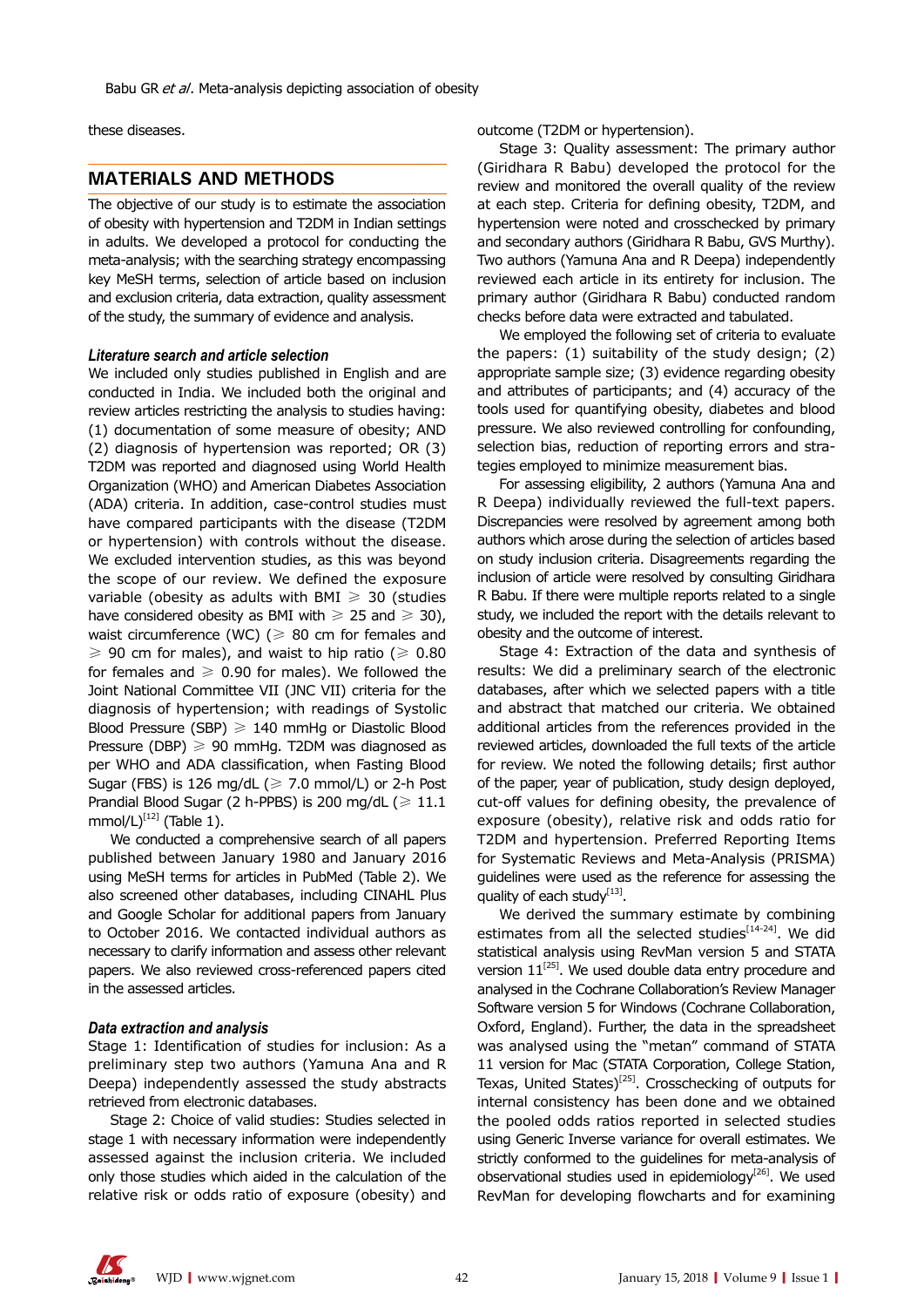these diseases.

## MATERIALS AND METHODS

The objective of our study is to estimate the association of obesity with hypertension and T2DM in Indian settings in adults. We developed a protocol for conducting the meta-analysis; with the searching strategy encompassing key MeSH terms, selection of article based on inclusion and exclusion criteria, data extraction, quality assessment of the study, the summary of evidence and analysis.

### *Literature search and article selection*

We included only studies published in English and are conducted in India. We included both the original and review articles restricting the analysis to studies having: (1) documentation of some measure of obesity; AND (2) diagnosis of hypertension was reported; OR (3) T2DM was reported and diagnosed using World Health Organization (WHO) and American Diabetes Association (ADA) criteria. In addition, case-control studies must have compared participants with the disease (T2DM or hypertension) with controls without the disease. We excluded intervention studies, as this was beyond the scope of our review. We defined the exposure variable (obesity as adults with BMI ≥ 30 (studies have considered obesity as BMI with ≥ 25 and ≥ 30), waist circumference (WC) (≥ 80 cm for females and ≥ 90 cm for males), and waist to hip ratio (≥ 0.80 for females and ≥ 0.90 for males). We followed the Joint National Committee VII (JNC VII) criteria for the diagnosis of hypertension; with readings of Systolic Blood Pressure (SBP) ≥ 140 mmHg or Diastolic Blood Pressure (DBP) ≥ 90 mmHg. T2DM was diagnosed as per WHO and ADA classification, when Fasting Blood Sugar (FBS) is 126 mg/dL (≥ 7.0 mmol/L) or 2-h Post Prandial Blood Sugar (2 h-PPBS) is 200 mg/dL (≥ 11.1 mmol/L)[12] (Table 1).

We conducted a comprehensive search of all papers published between January 1980 and January 2016 using MeSH terms for articles in PubMed (Table 2). We also screened other databases, including CINAHL Plus and Google Scholar for additional papers from January to October 2016. We contacted individual authors as necessary to clarify information and assess other relevant papers. We also reviewed cross-referenced papers cited in the assessed articles.

### *Data extraction and analysis*

Stage 1: Identification of studies for inclusion: As a preliminary step two authors (Yamuna Ana and R Deepa) independently assessed the study abstracts retrieved from electronic databases.

Stage 2: Choice of valid studies: Studies selected in stage 1 with necessary information were independently assessed against the inclusion criteria. We included only those studies which aided in the calculation of the relative risk or odds ratio of exposure (obesity) and outcome (T2DM or hypertension).

Stage 3: Quality assessment: The primary author (Giridhara R Babu) developed the protocol for the review and monitored the overall quality of the review at each step. Criteria for defining obesity, T2DM, and hypertension were noted and crosschecked by primary and secondary authors (Giridhara R Babu, GVS Murthy). Two authors (Yamuna Ana and R Deepa) independently reviewed each article in its entirety for inclusion. The primary author (Giridhara R Babu) conducted random checks before data were extracted and tabulated.

We employed the following set of criteria to evaluate the papers: (1) suitability of the study design; (2) appropriate sample size; (3) evidence regarding obesity and attributes of participants; and (4) accuracy of the tools used for quantifying obesity, diabetes and blood pressure. We also reviewed controlling for confounding, selection bias, reduction of reporting errors and strategies employed to minimize measurement bias.

For assessing eligibility, 2 authors (Yamuna Ana and R Deepa) individually reviewed the full-text papers. Discrepancies were resolved by agreement among both authors which arose during the selection of articles based on study inclusion criteria. Disagreements regarding the inclusion of article were resolved by consulting Giridhara R Babu. If there were multiple reports related to a single study, we included the report with the details relevant to obesity and the outcome of interest.

Stage 4: Extraction of the data and synthesis of results: We did a preliminary search of the electronic databases, after which we selected papers with a title and abstract that matched our criteria. We obtained additional articles from the references provided in the reviewed articles, downloaded the full texts of the article for review. We noted the following details; first author of the paper, year of publication, study design deployed, cut-off values for defining obesity, the prevalence of exposure (obesity), relative risk and odds ratio for T2DM and hypertension. Preferred Reporting Items for Systematic Reviews and Meta-Analysis (PRISMA) guidelines were used as the reference for assessing the quality of each study[13].

We derived the summary estimate by combining estimates from all the selected studies[14-24]. We did statistical analysis using RevMan version 5 and STATA version 11[25]. We used double data entry procedure and analysed in the Cochrane Collaboration's Review Manager Software version 5 for Windows (Cochrane Collaboration, Oxford, England). Further, the data in the spreadsheet was analysed using the "metan" command of STATA 11 version for Mac (STATA Corporation, College Station, Texas, United States)[25]. Crosschecking of outputs for internal consistency has been done and we obtained the pooled odds ratios reported in selected studies using Generic Inverse variance for overall estimates. We strictly conformed to the guidelines for meta-analysis of observational studies used in epidemiology[26]. We used RevMan for developing flowcharts and for examining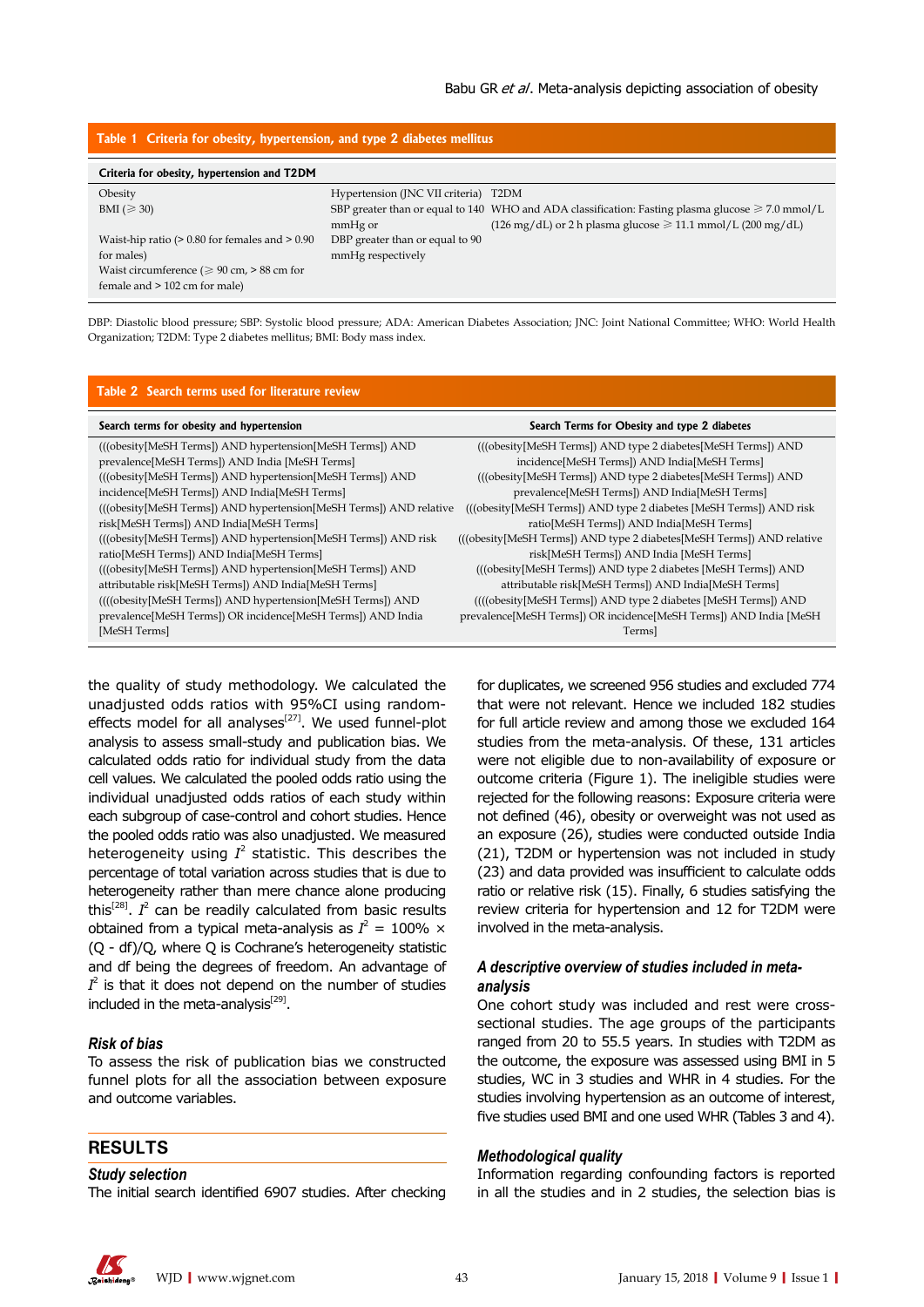**Table 1 Criteria for obesity, hypertension, and type 2 diabetes mellitus**

| Criteria for obesity, hypertension and T2DM | | |
|---|---|---|
| Obesity | Hypertension (JNC VII criteria) | T2DM |
| BMI (≥ 30) | SBP greater than or equal to 140 mmHg or | WHO and ADA classification: Fasting plasma glucose ≥ 7.0 mmol/L (126 mg/dL) or 2 h plasma glucose ≥ 11.1 mmol/L (200 mg/dL) |
| Waist-hip ratio (> 0.80 for females and > 0.90 for males) | DBP greater than or equal to 90 mmHg respectively | |
| Waist circumference (≥ 90 cm, > 88 cm for female and > 102 cm for male) | | |

DBP: Diastolic blood pressure; SBP: Systolic blood pressure; ADA: American Diabetes Association; JNC: Joint National Committee; WHO: World Health Organization; T2DM: Type 2 diabetes mellitus; BMI: Body mass index.

**Table 2 Search terms used for literature review**

| Search terms for obesity and hypertension | Search Terms for Obesity and type 2 diabetes |
|---|---|
| (((obesity[MeSH Terms]) AND hypertension[MeSH Terms]) AND prevalence[MeSH Terms]) AND India [MeSH Terms] | (((obesity[MeSH Terms]) AND type 2 diabetes[MeSH Terms]) AND incidence[MeSH Terms]) AND India[MeSH Terms] |
| (((obesity[MeSH Terms]) AND hypertension[MeSH Terms]) AND incidence[MeSH Terms]) AND India[MeSH Terms] | (((obesity[MeSH Terms]) AND type 2 diabetes[MeSH Terms]) AND prevalence[MeSH Terms]) AND India[MeSH Terms] |
| (((obesity[MeSH Terms]) AND hypertension[MeSH Terms]) AND relative risk[MeSH Terms]) AND India[MeSH Terms] | (((obesity[MeSH Terms]) AND type 2 diabetes [MeSH Terms]) AND risk ratio[MeSH Terms]) AND India[MeSH Terms] |
| (((obesity[MeSH Terms]) AND hypertension[MeSH Terms]) AND risk ratio[MeSH Terms]) AND India[MeSH Terms] | (((obesity[MeSH Terms]) AND type 2 diabetes[MeSH Terms]) AND relative risk[MeSH Terms]) AND India [MeSH Terms] |
| (((obesity[MeSH Terms]) AND hypertension[MeSH Terms]) AND attributable risk[MeSH Terms]) AND India[MeSH Terms] | (((obesity[MeSH Terms]) AND type 2 diabetes [MeSH Terms]) AND attributable risk[MeSH Terms]) AND India[MeSH Terms] |
| ((((obesity[MeSH Terms]) AND hypertension[MeSH Terms]) AND prevalence[MeSH Terms]) OR incidence[MeSH Terms]) AND India [MeSH Terms] | ((((obesity[MeSH Terms]) AND type 2 diabetes [MeSH Terms]) AND prevalence[MeSH Terms]) OR incidence[MeSH Terms]) AND India [MeSH Terms] |

the quality of study methodology. We calculated the unadjusted odds ratios with 95%CI using random-effects model for all analyses[27]. We used funnel-plot analysis to assess small-study and publication bias. We calculated odds ratio for individual study from the data cell values. We calculated the pooled odds ratio using the individual unadjusted odds ratios of each study within each subgroup of case-control and cohort studies. Hence the pooled odds ratio was also unadjusted. We measured heterogeneity using $I^2$ statistic. This describes the percentage of total variation across studies that is due to heterogeneity rather than mere chance alone producing this[28]. $I^2$ can be readily calculated from basic results obtained from a typical meta-analysis as $I^2 = 100\% \times (Q - df)/Q$, where Q is Cochrane's heterogeneity statistic and df being the degrees of freedom. An advantage of $I^2$ is that it does not depend on the number of studies included in the meta-analysis[29].

### *Risk of bias*

To assess the risk of publication bias we constructed funnel plots for all the association between exposure and outcome variables.

## RESULTS

### *Study selection*

The initial search identified 6907 studies. After checking for duplicates, we screened 956 studies and excluded 774 that were not relevant. Hence we included 182 studies for full article review and among those we excluded 164 studies from the meta-analysis. Of these, 131 articles were not eligible due to non-availability of exposure or outcome criteria (Figure 1). The ineligible studies were rejected for the following reasons: Exposure criteria were not defined (46), obesity or overweight was not used as an exposure (26), studies were conducted outside India (21), T2DM or hypertension was not included in study (23) and data provided was insufficient to calculate odds ratio or relative risk (15). Finally, 6 studies satisfying the review criteria for hypertension and 12 for T2DM were involved in the meta-analysis.

### *A descriptive overview of studies included in meta-analysis*

One cohort study was included and rest were cross-sectional studies. The age groups of the participants ranged from 20 to 55.5 years. In studies with T2DM as the outcome, the exposure was assessed using BMI in 5 studies, WC in 3 studies and WHR in 4 studies. For the studies involving hypertension as an outcome of interest, five studies used BMI and one used WHR (Tables 3 and 4).

### *Methodological quality*

Information regarding confounding factors is reported in all the studies and in 2 studies, the selection bias is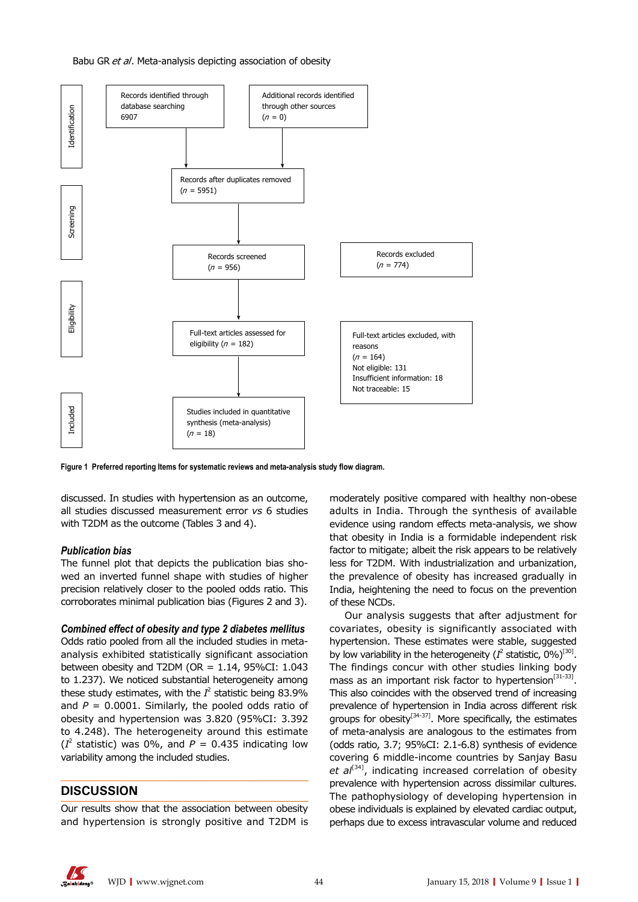Identification

Records identified through database searching 6907

Additional records identified through other sources ($n$ = 0)

Records after duplicates removed ($n$ = 5951)

Screening

Records screened ($n$ = 956)

Records excluded ($n$ = 774)

Eligibility

Full-text articles assessed for eligibility ($n$ = 182)

Full-text articles excluded, with reasons ($n$ = 164)
Not eligible: 131
Insufficient information: 18
Not traceable: 15

Included

Studies included in quantitative synthesis (meta-analysis) ($n$ = 18)

**Figure 1 Preferred reporting Items for systematic reviews and meta-analysis study flow diagram.**

discussed. In studies with hypertension as an outcome, all studies discussed measurement error *vs* 6 studies with T2DM as the outcome (Tables 3 and 4).

### Publication bias

The funnel plot that depicts the publication bias showed an inverted funnel shape with studies of higher precision relatively closer to the pooled odds ratio. This corroborates minimal publication bias (Figures 2 and 3).

### Combined effect of obesity and type 2 diabetes mellitus

Odds ratio pooled from all the included studies in meta-analysis exhibited statistically significant association between obesity and T2DM (OR = 1.14, 95%CI: 1.043 to 1.237). We noticed substantial heterogeneity among these study estimates, with the $I^2$ statistic being 83.9% and $P$ = 0.0001. Similarly, the pooled odds ratio of obesity and hypertension was 3.820 (95%CI: 3.392 to 4.248). The heterogeneity around this estimate ($I^2$ statistic) was 0%, and $P$ = 0.435 indicating low variability among the included studies.

## DISCUSSION

Our results show that the association between obesity and hypertension is strongly positive and T2DM is moderately positive compared with healthy non-obese adults in India. Through the synthesis of available evidence using random effects meta-analysis, we show that obesity in India is a formidable independent risk factor to mitigate; albeit the risk appears to be relatively less for T2DM. With industrialization and urbanization, the prevalence of obesity has increased gradually in India, heightening the need to focus on the prevention of these NCDs.

Our analysis suggests that after adjustment for covariates, obesity is significantly associated with hypertension. These estimates were stable, suggested by low variability in the heterogeneity ($I^2$ statistic, 0%)[30]. The findings concur with other studies linking body mass as an important risk factor to hypertension[31-33]. This also coincides with the observed trend of increasing prevalence of hypertension in India across different risk groups for obesity[34-37]. More specifically, the estimates of meta-analysis are analogous to the estimates from (odds ratio, 3.7; 95%CI: 2.1-6.8) synthesis of evidence covering 6 middle-income countries by Sanjay Basu *et al*[34], indicating increased correlation of obesity prevalence with hypertension across dissimilar cultures. The pathophysiology of developing hypertension in obese individuals is explained by elevated cardiac output, perhaps due to excess intravascular volume and reduced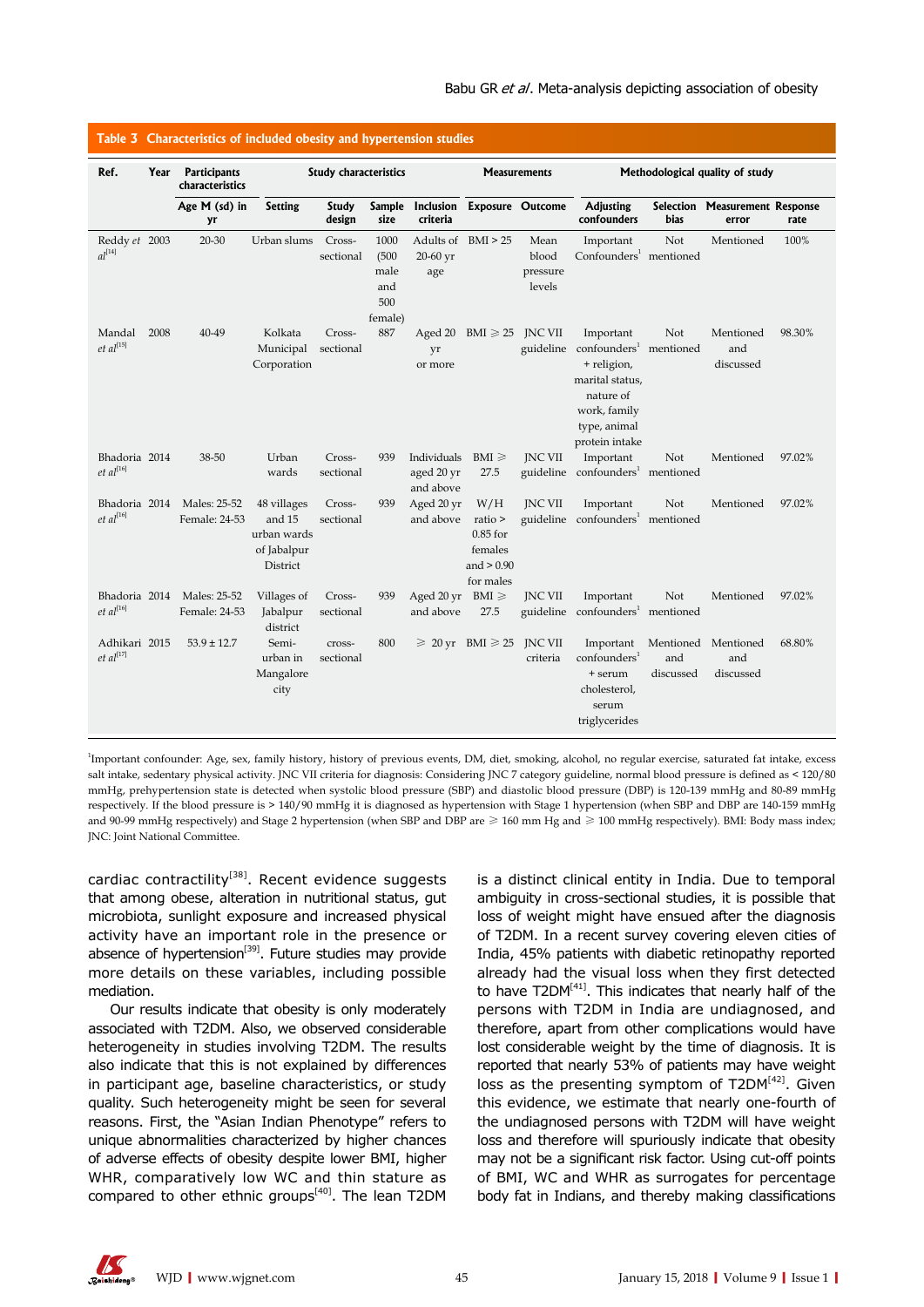**Table 3 Characteristics of included obesity and hypertension studies**

| Ref. | Year | Participants characteristics | Study characteristics | | | | Measurements | | Methodological quality of study | | | |
|---|---|---|---|---|---|---|---|---|---|---|---|---|
| | | Age M (sd) in yr | Setting | Study design | Sample size | Inclusion criteria | Exposure | Outcome | Adjusting confounders | Selection bias | Measurement error | Response rate |
| Reddy *et al*[14] | 2003 | 20-30 | Urban slums | Cross-sectional | 1000 (500 male and 500 female) | Adults of 20-60 yr age | BMI > 25 | Mean blood pressure levels | Important Confounders[1] | Not mentioned | Mentioned | 100% |
| Mandal *et al*[15] | 2008 | 40-49 | Kolkata Municipal Corporation | Cross-sectional | 887 | Aged 20 yr or more | BMI ≥ 25 | JNC VII guideline | Important confounders[1] + religion, marital status, nature of work, family type, animal protein intake | Not mentioned | Mentioned and discussed | 98.30% |
| Bhadoria *et al*[16] | 2014 | 38-50 | Urban wards | Cross-sectional | 939 | Individuals aged 20 yr and above | BMI ≥ 27.5 | JNC VII guideline | Important confounders[1] | Not mentioned | Mentioned | 97.02% |
| Bhadoria *et al*[16] | 2014 | Males: 25-52 Female: 24-53 | 48 villages and 15 urban wards of Jabalpur District | Cross-sectional | 939 | Aged 20 yr and above | W/H ratio > 0.85 for females and > 0.90 for males | JNC VII guideline | Important confounders[1] | Not mentioned | Mentioned | 97.02% |
| Bhadoria *et al*[16] | 2014 | Males: 25-52 Female: 24-53 | Villages of Jabalpur district | Cross-sectional | 939 | Aged 20 yr and above | BMI ≥ 27.5 | JNC VII guideline | Important confounders[1] | Not mentioned | Mentioned | 97.02% |
| Adhikari *et al*[17] | 2015 | 53.9 ± 12.7 | Semi-urban in Mangalore city | cross-sectional | 800 | ≥ 20 yr | BMI ≥ 25 | JNC VII criteria | Important confounders[1] + serum cholesterol, serum triglycerides | Mentioned and discussed | Mentioned and discussed | 68.80% |

[1]Important confounder: Age, sex, family history, history of previous events, DM, diet, smoking, alcohol, no regular exercise, saturated fat intake, excess salt intake, sedentary physical activity. JNC VII criteria for diagnosis: Considering JNC 7 category guideline, normal blood pressure is defined as < 120/80 mmHg, prehypertension state is detected when systolic blood pressure (SBP) and diastolic blood pressure (DBP) is 120-139 mmHg and 80-89 mmHg respectively. If the blood pressure is > 140/90 mmHg it is diagnosed as hypertension with Stage 1 hypertension (when SBP and DBP are 140-159 mmHg and 90-99 mmHg respectively) and Stage 2 hypertension (when SBP and DBP are ≥ 160 mm Hg and ≥ 100 mmHg respectively). BMI: Body mass index; JNC: Joint National Committee.

cardiac contractility[38]. Recent evidence suggests that among obese, alteration in nutritional status, gut microbiota, sunlight exposure and increased physical activity have an important role in the presence or absence of hypertension[39]. Future studies may provide more details on these variables, including possible mediation.

Our results indicate that obesity is only moderately associated with T2DM. Also, we observed considerable heterogeneity in studies involving T2DM. The results also indicate that this is not explained by differences in participant age, baseline characteristics, or study quality. Such heterogeneity might be seen for several reasons. First, the "Asian Indian Phenotype" refers to unique abnormalities characterized by higher chances of adverse effects of obesity despite lower BMI, higher WHR, comparatively low WC and thin stature as compared to other ethnic groups[40]. The lean T2DM is a distinct clinical entity in India. Due to temporal ambiguity in cross-sectional studies, it is possible that loss of weight might have ensued after the diagnosis of T2DM. In a recent survey covering eleven cities of India, 45% patients with diabetic retinopathy reported already had the visual loss when they first detected to have T2DM[41]. This indicates that nearly half of the persons with T2DM in India are undiagnosed, and therefore, apart from other complications would have lost considerable weight by the time of diagnosis. It is reported that nearly 53% of patients may have weight loss as the presenting symptom of T2DM[42]. Given this evidence, we estimate that nearly one-fourth of the undiagnosed persons with T2DM will have weight loss and therefore will spuriously indicate that obesity may not be a significant risk factor. Using cut-off points of BMI, WC and WHR as surrogates for percentage body fat in Indians, and thereby making classifications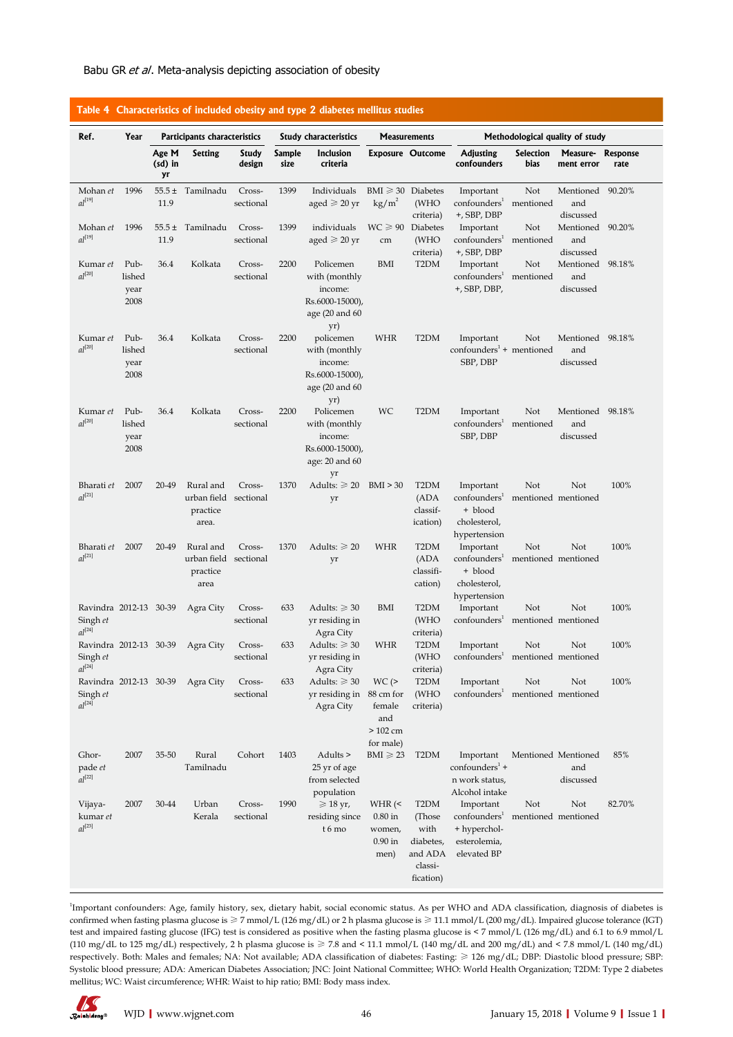**Table 4 Characteristics of included obesity and type 2 diabetes mellitus studies**

| Ref. | Year | Participants characteristics | | | Study characteristics | | Measurements | | Methodological quality of study | | | |
|---|---|---|---|---|---|---|---|---|---|---|---|---|
| | | Age M (sd) in yr | Setting | Study design | Sample size | Inclusion criteria | Exposure | Outcome | Adjusting confounders | Selection bias | Measurement error | Response rate |
| Mohan *et al*[19] | 1996 | 55.5 ± 11.9 | Tamilnadu | Cross-sectional | 1399 | Individuals aged ≥ 20 yr | BMI ≥ 30 kg/m$^2$ | Diabetes (WHO criteria) | Important confounders[1] +, SBP, DBP | Not mentioned | Mentioned and discussed | 90.20% |
| Mohan *et al*[19] | 1996 | 55.5 ± 11.9 | Tamilnadu | Cross-sectional | 1399 | individuals aged ≥ 20 yr | WC ≥ 90 cm | Diabetes (WHO criteria) | Important confounders[1] +, SBP, DBP | Not mentioned | Mentioned and discussed | 90.20% |
| Kumar *et al*[20] | Published year 2008 | 36.4 | Kolkata | Cross-sectional | 2200 | Policemen with (monthly income: Rs.6000-15000), age (20 and 60 yr) | BMI | T2DM | Important confounders[1] +, SBP, DBP, | Not mentioned | Mentioned and discussed | 98.18% |
| Kumar *et al*[20] | Published year 2008 | 36.4 | Kolkata | Cross-sectional | 2200 | policemen with (monthly income: Rs.6000-15000), age (20 and 60 yr) | WHR | T2DM | Important confounders[1] + SBP, DBP | Not mentioned | Mentioned and discussed | 98.18% |
| Kumar *et al*[20] | Published year 2008 | 36.4 | Kolkata | Cross-sectional | 2200 | Policemen with (monthly income: Rs.6000-15000), age: 20 and 60 yr | WC | T2DM | Important confounders[1] SBP, DBP | Not mentioned | Mentioned and discussed | 98.18% |
| Bharati *et al*[21] | 2007 | 20-49 | Rural and urban field practice area. | Cross-sectional | 1370 | Adults: ≥ 20 yr | BMI > 30 | T2DM (ADA classification) | Important confounders[1] + blood cholesterol, hypertension | Not mentioned | Not mentioned | 100% |
| Bharati *et al*[21] | 2007 | 20-49 | Rural and urban field practice area | Cross-sectional | 1370 | Adults: ≥ 20 yr | WHR | T2DM (ADA classification) | Important confounders[1] + blood cholesterol, hypertension | Not mentioned | Not mentioned | 100% |
| Ravindra Singh *et al*[24] | 2012-13 | 30-39 | Agra City | Cross-sectional | 633 | Adults: ≥ 30 yr residing in Agra City | BMI | T2DM (WHO criteria) | Important confounders[1] | Not mentioned | Not mentioned | 100% |
| Ravindra Singh *et al*[24] | 2012-13 | 30-39 | Agra City | Cross-sectional | 633 | Adults: ≥ 30 yr residing in Agra City | WHR | T2DM (WHO criteria) | Important confounders[1] | Not mentioned | Not mentioned | 100% |
| Ravindra Singh *et al*[24] | 2012-13 | 30-39 | Agra City | Cross-sectional | 633 | Adults: ≥ 30 yr residing in Agra City | WC (> 88 cm for female and > 102 cm for male) | T2DM (WHO criteria) | Important confounders[1] | Not mentioned | Not mentioned | 100% |
| Ghorpade *et al*[22] | 2007 | 35-50 | Rural Tamilnadu | Cohort | 1403 | Adults > 25 yr of age from selected population | BMI ≥ 23 | T2DM | Important confounders[1] + n work status, Alcohol intake | Mentioned | Mentioned and discussed | 85% |
| Vijayakumar *et al*[23] | 2007 | 30-44 | Urban Kerala | Cross-sectional | 1990 | ≥ 18 yr, residing since t 6 mo | WHR (< 0.80 in women, 0.90 in men) | T2DM (Those with diabetes, and ADA classification) | Important confounders[1] + hypercholesterolemia, elevated BP | Not mentioned | Not mentioned | 82.70% |

[1]Important confounders: Age, family history, sex, dietary habit, social economic status. As per WHO and ADA classification, diagnosis of diabetes is confirmed when fasting plasma glucose is ≥ 7 mmol/L (126 mg/dL) or 2 h plasma glucose is ≥ 11.1 mmol/L (200 mg/dL). Impaired glucose tolerance (IGT) test and impaired fasting glucose (IFG) test is considered as positive when the fasting plasma glucose is < 7 mmol/L (126 mg/dL) and 6.1 to 6.9 mmol/L (110 mg/dL to 125 mg/dL) respectively, 2 h plasma glucose is ≥ 7.8 and < 11.1 mmol/L (140 mg/dL and 200 mg/dL) and < 7.8 mmol/L (140 mg/dL) respectively. Both: Males and females; NA: Not available; ADA classification of diabetes: Fasting: ≥ 126 mg/dL; DBP: Diastolic blood pressure; SBP: Systolic blood pressure; ADA: American Diabetes Association; JNC: Joint National Committee; WHO: World Health Organization; T2DM: Type 2 diabetes mellitus; WC: Waist circumference; WHR: Waist to hip ratio; BMI: Body mass index.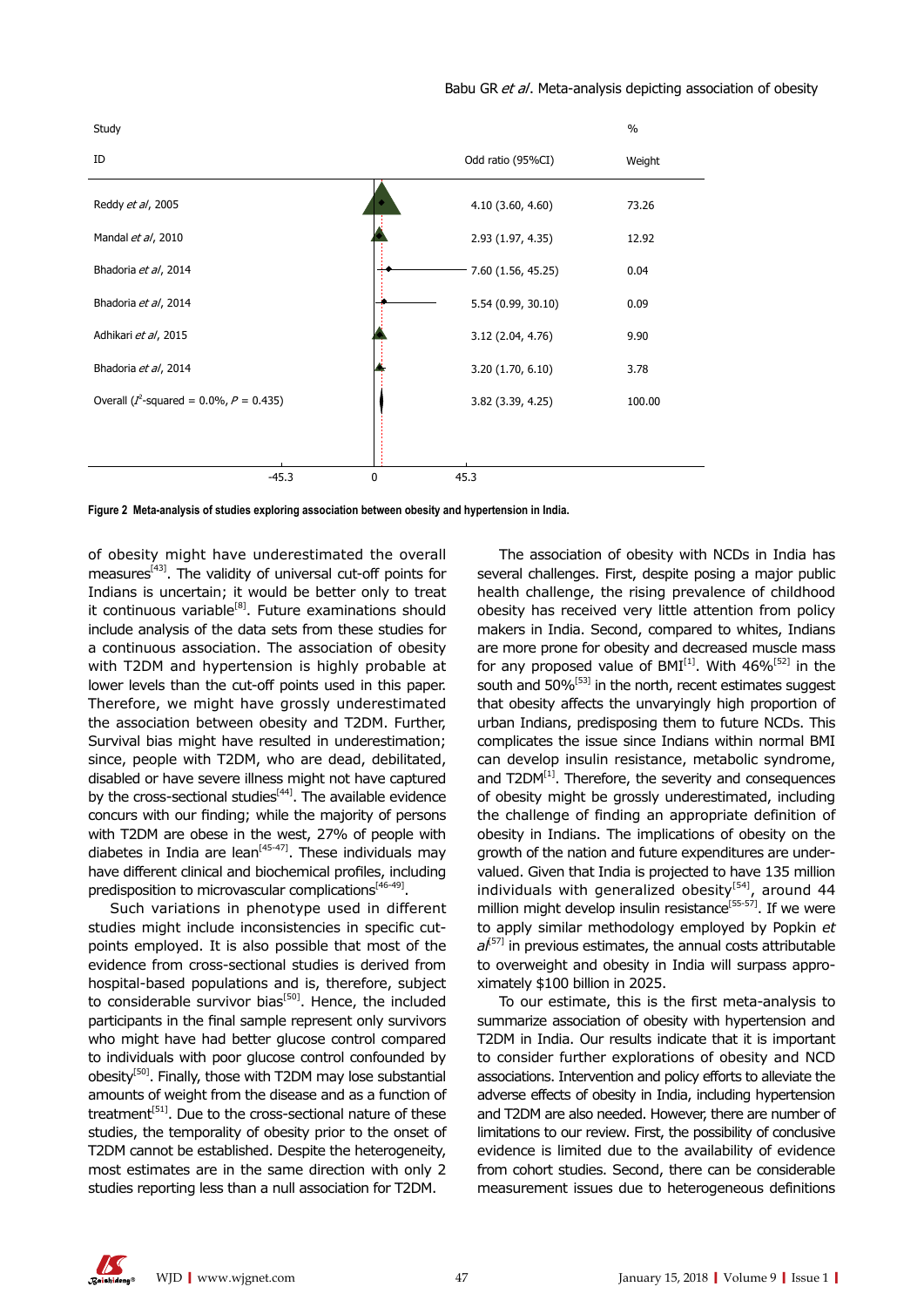| Study ID | Odd ratio (95%CI) | % Weight |
| --- | --- | --- |
| Reddy *et al*, 2005 | 4.10 (3.60, 4.60) | 73.26 |
| Mandal *et al*, 2010 | 2.93 (1.97, 4.35) | 12.92 |
| Bhadoria *et al*, 2014 | 7.60 (1.56, 45.25) | 0.04 |
| Bhadoria *et al*, 2014 | 5.54 (0.99, 30.10) | 0.09 |
| Adhikari *et al*, 2015 | 3.12 (2.04, 4.76) | 9.90 |
| Bhadoria *et al*, 2014 | 3.20 (1.70, 6.10) | 3.78 |
| Overall ($I^2$-squared = 0.0%, $P$ = 0.435) | 3.82 (3.39, 4.25) | 100.00 |

-45.3 0 45.3

**Figure 2 Meta-analysis of studies exploring association between obesity and hypertension in India.**

of obesity might have underestimated the overall measures[43]. The validity of universal cut-off points for Indians is uncertain; it would be better only to treat it continuous variable[8]. Future examinations should include analysis of the data sets from these studies for a continuous association. The association of obesity with T2DM and hypertension is highly probable at lower levels than the cut-off points used in this paper. Therefore, we might have grossly underestimated the association between obesity and T2DM. Further, Survival bias might have resulted in underestimation; since, people with T2DM, who are dead, debilitated, disabled or have severe illness might not have captured by the cross-sectional studies[44]. The available evidence concurs with our finding; while the majority of persons with T2DM are obese in the west, 27% of people with diabetes in India are lean[45-47]. These individuals may have different clinical and biochemical profiles, including predisposition to microvascular complications[46-49].

Such variations in phenotype used in different studies might include inconsistencies in specific cut-points employed. It is also possible that most of the evidence from cross-sectional studies is derived from hospital-based populations and is, therefore, subject to considerable survivor bias[50]. Hence, the included participants in the final sample represent only survivors who might have had better glucose control compared to individuals with poor glucose control confounded by obesity[50]. Finally, those with T2DM may lose substantial amounts of weight from the disease and as a function of treatment[51]. Due to the cross-sectional nature of these studies, the temporality of obesity prior to the onset of T2DM cannot be established. Despite the heterogeneity, most estimates are in the same direction with only 2 studies reporting less than a null association for T2DM.

The association of obesity with NCDs in India has several challenges. First, despite posing a major public health challenge, the rising prevalence of childhood obesity has received very little attention from policy makers in India. Second, compared to whites, Indians are more prone for obesity and decreased muscle mass for any proposed value of BMI[1]. With 46%[52] in the south and 50%[53] in the north, recent estimates suggest that obesity affects the unvaryingly high proportion of urban Indians, predisposing them to future NCDs. This complicates the issue since Indians within normal BMI can develop insulin resistance, metabolic syndrome, and T2DM[1]. Therefore, the severity and consequences of obesity might be grossly underestimated, including the challenge of finding an appropriate definition of obesity in Indians. The implications of obesity on the growth of the nation and future expenditures are under-valued. Given that India is projected to have 135 million individuals with generalized obesity[54], around 44 million might develop insulin resistance[55-57]. If we were to apply similar methodology employed by Popkin *et al*[57] in previous estimates, the annual costs attributable to overweight and obesity in India will surpass approximately $100 billion in 2025.

To our estimate, this is the first meta-analysis to summarize association of obesity with hypertension and T2DM in India. Our results indicate that it is important to consider further explorations of obesity and NCD associations. Intervention and policy efforts to alleviate the adverse effects of obesity in India, including hypertension and T2DM are also needed. However, there are number of limitations to our review. First, the possibility of conclusive evidence is limited due to the availability of evidence from cohort studies. Second, there can be considerable measurement issues due to heterogeneous definitions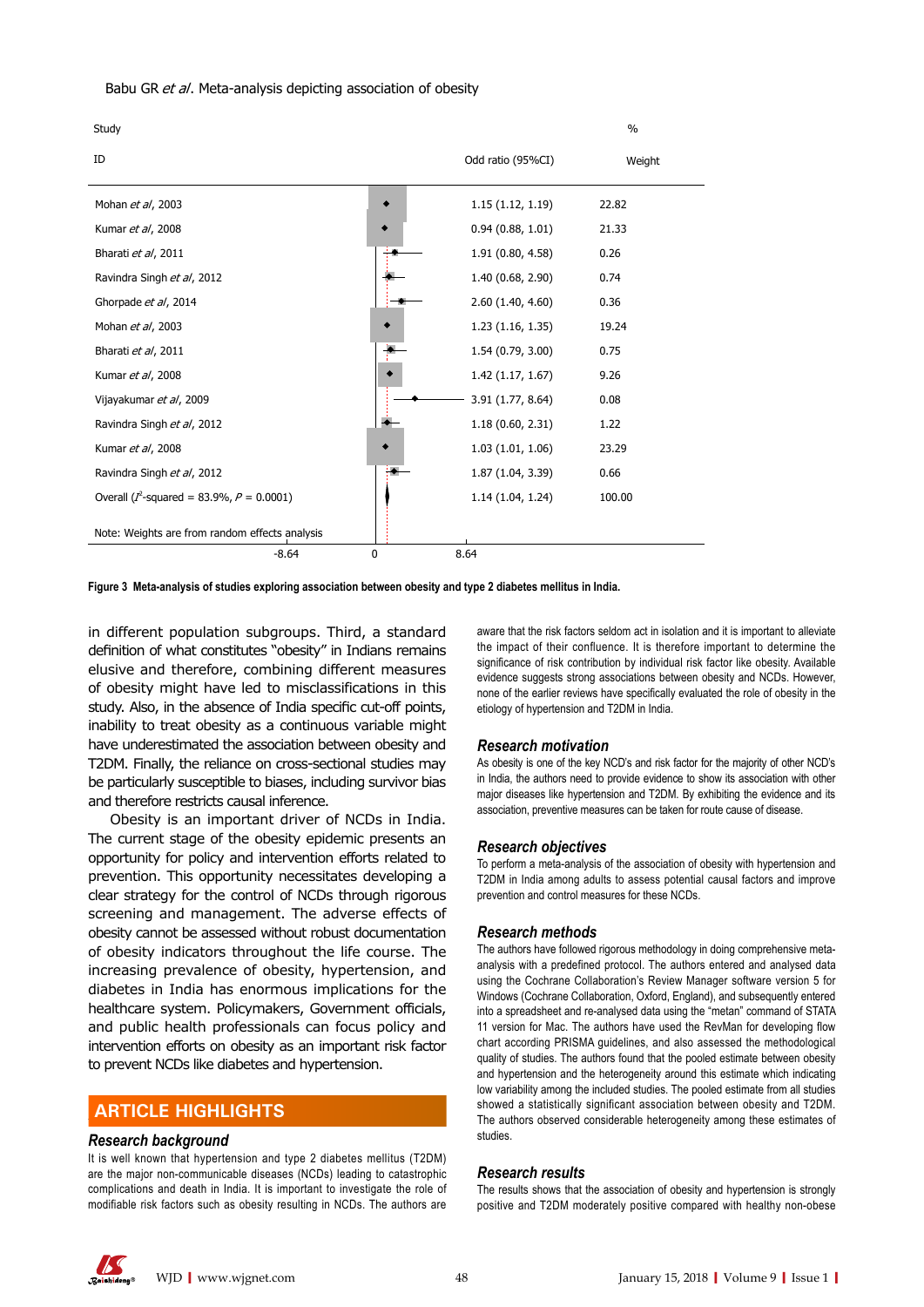Babu GR *et al*. Meta-analysis depicting association of obesity

| Study ID | Odd ratio (95%CI) | % Weight |
|---|---|---|
| Mohan *et al*, 2003 | 1.15 (1.12, 1.19) | 22.82 |
| Kumar *et al*, 2008 | 0.94 (0.88, 1.01) | 21.33 |
| Bharati *et al*, 2011 | 1.91 (0.80, 4.58) | 0.26 |
| Ravindra Singh *et al*, 2012 | 1.40 (0.68, 2.90) | 0.74 |
| Ghorpade *et al*, 2014 | 2.60 (1.40, 4.60) | 0.36 |
| Mohan *et al*, 2003 | 1.23 (1.16, 1.35) | 19.24 |
| Bharati *et al*, 2011 | 1.54 (0.79, 3.00) | 0.75 |
| Kumar *et al*, 2008 | 1.42 (1.17, 1.67) | 9.26 |
| Vijayakumar *et al*, 2009 | 3.91 (1.77, 8.64) | 0.08 |
| Ravindra Singh *et al*, 2012 | 1.18 (0.60, 2.31) | 1.22 |
| Kumar *et al*, 2008 | 1.03 (1.01, 1.06) | 23.29 |
| Ravindra Singh *et al*, 2012 | 1.87 (1.04, 3.39) | 0.66 |
| Overall ($I^2$-squared = 83.9%, $P$ = 0.0001) | 1.14 (1.04, 1.24) | 100.00 |

Note: Weights are from random effects analysis

-8.64 0 8.64

**Figure 3 Meta-analysis of studies exploring association between obesity and type 2 diabetes mellitus in India.**

in different population subgroups. Third, a standard definition of what constitutes "obesity" in Indians remains elusive and therefore, combining different measures of obesity might have led to misclassifications in this study. Also, in the absence of India specific cut-off points, inability to treat obesity as a continuous variable might have underestimated the association between obesity and T2DM. Finally, the reliance on cross-sectional studies may be particularly susceptible to biases, including survivor bias and therefore restricts causal inference.

Obesity is an important driver of NCDs in India. The current stage of the obesity epidemic presents an opportunity for policy and intervention efforts related to prevention. This opportunity necessitates developing a clear strategy for the control of NCDs through rigorous screening and management. The adverse effects of obesity cannot be assessed without robust documentation of obesity indicators throughout the life course. The increasing prevalence of obesity, hypertension, and diabetes in India has enormous implications for the healthcare system. Policymakers, Government officials, and public health professionals can focus policy and intervention efforts on obesity as an important risk factor to prevent NCDs like diabetes and hypertension.

## ARTICLE HIGHLIGHTS

### *Research background*

It is well known that hypertension and type 2 diabetes mellitus (T2DM) are the major non-communicable diseases (NCDs) leading to catastrophic complications and death in India. It is important to investigate the role of modifiable risk factors such as obesity resulting in NCDs. The authors are aware that the risk factors seldom act in isolation and it is important to alleviate the impact of their confluence. It is therefore important to determine the significance of risk contribution by individual risk factor like obesity. Available evidence suggests strong associations between obesity and NCDs. However, none of the earlier reviews have specifically evaluated the role of obesity in the etiology of hypertension and T2DM in India.

### *Research motivation*

As obesity is one of the key NCD's and risk factor for the majority of other NCD's in India, the authors need to provide evidence to show its association with other major diseases like hypertension and T2DM. By exhibiting the evidence and its association, preventive measures can be taken for route cause of disease.

### *Research objectives*

To perform a meta-analysis of the association of obesity with hypertension and T2DM in India among adults to assess potential causal factors and improve prevention and control measures for these NCDs.

### *Research methods*

The authors have followed rigorous methodology in doing comprehensive meta-analysis with a predefined protocol. The authors entered and analysed data using the Cochrane Collaboration's Review Manager software version 5 for Windows (Cochrane Collaboration, Oxford, England), and subsequently entered into a spreadsheet and re-analysed data using the "metan" command of STATA 11 version for Mac. The authors have used the RevMan for developing flow chart according PRISMA guidelines, and also assessed the methodological quality of studies. The authors found that the pooled estimate between obesity and hypertension and the heterogeneity around this estimate which indicating low variability among the included studies. The pooled estimate from all studies showed a statistically significant association between obesity and T2DM. The authors observed considerable heterogeneity among these estimates of studies.

### *Research results*

The results shows that the association of obesity and hypertension is strongly positive and T2DM moderately positive compared with healthy non-obese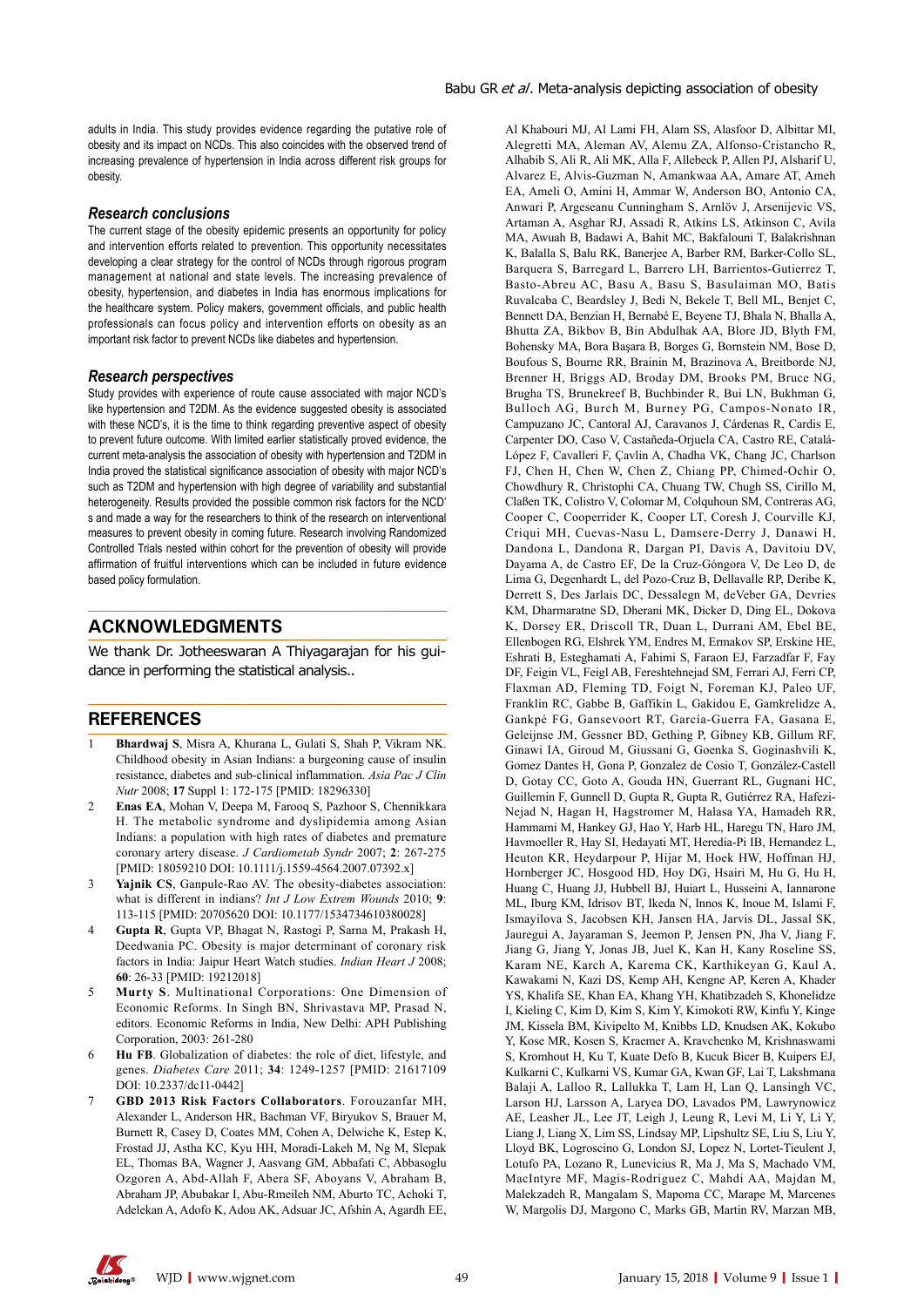adults in India. This study provides evidence regarding the putative role of obesity and its impact on NCDs. This also coincides with the observed trend of increasing prevalence of hypertension in India across different risk groups for obesity.

### Research conclusions

The current stage of the obesity epidemic presents an opportunity for policy and intervention efforts related to prevention. This opportunity necessitates developing a clear strategy for the control of NCDs through rigorous program management at national and state levels. The increasing prevalence of obesity, hypertension, and diabetes in India has enormous implications for the healthcare system. Policy makers, government officials, and public health professionals can focus policy and intervention efforts on obesity as an important risk factor to prevent NCDs like diabetes and hypertension.

### Research perspectives

Study provides with experience of route cause associated with major NCD's like hypertension and T2DM. As the evidence suggested obesity is associated with these NCD's, it is the time to think regarding preventive aspect of obesity to prevent future outcome. With limited earlier statistically proved evidence, the current meta-analysis the association of obesity with hypertension and T2DM in India proved the statistical significance association of obesity with major NCD's such as T2DM and hypertension with high degree of variability and substantial heterogeneity. Results provided the possible common risk factors for the NCD' s and made a way for the researchers to think of the research on interventional measures to prevent obesity in coming future. Research involving Randomized Controlled Trials nested within cohort for the prevention of obesity will provide affirmation of fruitful interventions which can be included in future evidence based policy formulation.

## ACKNOWLEDGMENTS

We thank Dr. Jotheeswaran A Thiyagarajan for his guidance in performing the statistical analysis..

## REFERENCES

1. **Bhardwaj S**, Misra A, Khurana L, Gulati S, Shah P, Vikram NK. Childhood obesity in Asian Indians: a burgeoning cause of insulin resistance, diabetes and sub-clinical inflammation. *Asia Pac J Clin Nutr* 2008; **17** Suppl 1: 172-175 [PMID: 18296330]
2. **Enas EA**, Mohan V, Deepa M, Farooq S, Pazhoor S, Chennikkara H. The metabolic syndrome and dyslipidemia among Asian Indians: a population with high rates of diabetes and premature coronary artery disease. *J Cardiometab Syndr* 2007; **2**: 267-275 [PMID: 18059210 DOI: 10.1111/j.1559-4564.2007.07392.x]
3. **Yajnik CS**, Ganpule-Rao AV. The obesity-diabetes association: what is different in indians? *Int J Low Extrem Wounds* 2010; **9**: 113-115 [PMID: 20705620 DOI: 10.1177/1534734610380028]
4. **Gupta R**, Gupta VP, Bhagat N, Rastogi P, Sarna M, Prakash H, Deedwania PC. Obesity is major determinant of coronary risk factors in India: Jaipur Heart Watch studies. *Indian Heart J* 2008; **60**: 26-33 [PMID: 19212018]
5. **Murty S**. Multinational Corporations: One Dimension of Economic Reforms. In Singh BN, Shrivastava MP, Prasad N, editors. Economic Reforms in India, New Delhi: APH Publishing Corporation, 2003: 261-280
6. **Hu FB**. Globalization of diabetes: the role of diet, lifestyle, and genes. *Diabetes Care* 2011; **34**: 1249-1257 [PMID: 21617109 DOI: 10.2337/dc11-0442]
7. **GBD 2013 Risk Factors Collaborators**. Forouzanfar MH, Alexander L, Anderson HR, Bachman VF, Biryukov S, Brauer M, Burnett R, Casey D, Coates MM, Cohen A, Delwiche K, Estep K, Frostad JJ, Astha KC, Kyu HH, Moradi-Lakeh M, Ng M, Slepak EL, Thomas BA, Wagner J, Aasvang GM, Abbafati C, Abbasoglu Ozgoren A, Abd-Allah F, Abera SF, Aboyans V, Abraham B, Abraham JP, Abubakar I, Abu-Rmeileh NM, Aburto TC, Achoki T, Adelekan A, Adofo K, Adou AK, Adsuar JC, Afshin A, Agardh EE, Al Khabouri MJ, Al Lami FH, Alam SS, Alasfoor D, Albittar MI, Alegretti MA, Aleman AV, Alemu ZA, Alfonso-Cristancho R, Alhabib S, Ali R, Ali MK, Alla F, Allebeck P, Allen PJ, Alsharif U, Alvarez E, Alvis-Guzman N, Amankwaa AA, Amare AT, Ameh EA, Ameli O, Amini H, Ammar W, Anderson BO, Antonio CA, Anwari P, Argeseanu Cunningham S, Arnlöv J, Arsenijevic VS, Artaman A, Asghar RJ, Assadi R, Atkins LS, Atkinson C, Avila MA, Awuah B, Badawi A, Bahit MC, Bakfalouni T, Balakrishnan K, Balalla S, Balu RK, Banerjee A, Barber RM, Barker-Collo SL, Barquera S, Barregard L, Barrero LH, Barrientos-Gutierrez T, Basto-Abreu AC, Basu A, Basu S, Basulaiman MO, Batis Ruvalcaba C, Beardsley J, Bedi N, Bekele T, Bell ML, Benjet C, Bennett DA, Benzian H, Bernabé E, Beyene TJ, Bhala N, Bhalla A, Bhutta ZA, Bikbov B, Bin Abdulhak AA, Blore JD, Blyth FM, Bohensky MA, Bora Başara B, Borges G, Bornstein NM, Bose D, Boufous S, Bourne RR, Brainin M, Brazinova A, Breitborde NJ, Brenner H, Briggs AD, Broday DM, Brooks PM, Bruce NG, Brugha TS, Brunekreef B, Buchbinder R, Bui LN, Bukhman G, Bulloch AG, Burch M, Burney PG, Campos-Nonato IR, Campuzano JC, Cantoral AJ, Caravanos J, Cárdenas R, Cardis E, Carpenter DO, Caso V, Castañeda-Orjuela CA, Castro RE, Catalá-López F, Cavalleri F, Çavlin A, Chadha VK, Chang JC, Charlson FJ, Chen H, Chen W, Chen Z, Chiang PP, Chimed-Ochir O, Chowdhury R, Christophi CA, Chuang TW, Chugh SS, Cirillo M, Claßen TK, Colistro V, Colomar M, Colquhoun SM, Contreras AG, Cooper C, Cooperrider K, Cooper LT, Coresh J, Courville KJ, Criqui MH, Cuevas-Nasu L, Damsere-Derry J, Danawi H, Dandona L, Dandona R, Dargan PI, Davis A, Davitoiu DV, Dayama A, de Castro EF, De la Cruz-Góngora V, De Leo D, de Lima G, Degenhardt L, del Pozo-Cruz B, Dellavalle RP, Deribe K, Derrett S, Des Jarlais DC, Dessalegn M, deVeber GA, Devries KM, Dharmaratne SD, Dherani MK, Dicker D, Ding EL, Dokova K, Dorsey ER, Driscoll TR, Duan L, Durrani AM, Ebel BE, Ellenbogen RG, Elshrek YM, Endres M, Ermakov SP, Erskine HE, Eshrati B, Esteghamati A, Fahimi S, Faraon EJ, Farzadfar F, Fay DF, Feigin VL, Feigl AB, Fereshtehnejad SM, Ferrari AJ, Ferri CP, Flaxman AD, Fleming TD, Foigt N, Foreman KJ, Paleo UF, Franklin RC, Gabbe B, Gaffikin L, Gakidou E, Gamkrelidze A, Gankpé FG, Gansevoort RT, García-Guerra FA, Gasana E, Geleijnse JM, Gessner BD, Gething P, Gibney KB, Gillum RF, Ginawi IA, Giroud M, Giussani G, Goenka S, Goginashvili K, Gomez Dantes H, Gona P, Gonzalez de Cosio T, González-Castell D, Gotay CC, Goto A, Gouda HN, Guerrant RL, Gugnani HC, Guillemin F, Gunnell D, Gupta R, Gupta R, Gutiérrez RA, Hafezi-Nejad N, Hagan H, Hagstromer M, Halasa YA, Hamadeh RR, Hammami M, Hankey GJ, Hao Y, Harb HL, Haregu TN, Haro JM, Havmoeller R, Hay SI, Hedayati MT, Heredia-Pi IB, Hernandez L, Heuton KR, Heydarpour P, Hijar M, Hoek HW, Hoffman HJ, Hornberger JC, Hosgood HD, Hoy DG, Hsairi M, Hu G, Hu H, Huang C, Huang JJ, Hubbell BJ, Huiart L, Husseini A, Iannarone ML, Iburg KM, Idrisov BT, Ikeda N, Innos K, Inoue M, Islami F, Ismayilova S, Jacobsen KH, Jansen HA, Jarvis DL, Jassal SK, Jauregui A, Jayaraman S, Jeemon P, Jensen PN, Jha V, Jiang F, Jiang G, Jiang Y, Jonas JB, Juel K, Kan H, Kany Roseline SS, Karam NE, Karch A, Karema CK, Karthikeyan G, Kaul A, Kawakami N, Kazi DS, Kemp AH, Kengne AP, Keren A, Khader YS, Khalifa SE, Khan EA, Khang YH, Khatibzadeh S, Khonelidze I, Kieling C, Kim D, Kim S, Kim Y, Kimokoti RW, Kinfu Y, Kinge JM, Kissela BM, Kivipelto M, Knibbs LD, Knudsen AK, Kokubo Y, Kose MR, Kosen S, Kraemer A, Kravchenko M, Krishnaswami S, Kromhout H, Ku T, Kuate Defo B, Kucuk Bicer B, Kuipers EJ, Kulkarni C, Kulkarni VS, Kumar GA, Kwan GF, Lai T, Lakshmana Balaji A, Lalloo R, Lallukka T, Lam H, Lan Q, Lansingh VC, Larson HJ, Larsson A, Laryea DO, Lavados PM, Lawrynowicz AE, Leasher JL, Lee JT, Leigh J, Leung R, Levi M, Li Y, Li Y, Liang J, Liang X, Lim SS, Lindsay MP, Lipshultz SE, Liu S, Liu Y, Lloyd BK, Logroscino G, London SJ, Lopez N, Lortet-Tieulent J, Lotufo PA, Lozano R, Lunevicius R, Ma J, Ma S, Machado VM, MacIntyre MF, Magis-Rodriguez C, Mahdi AA, Majdan M, Malekzadeh R, Mangalam S, Mapoma CC, Marape M, Marcenes W, Margolis DJ, Margono C, Marks GB, Martin RV, Marzan MB,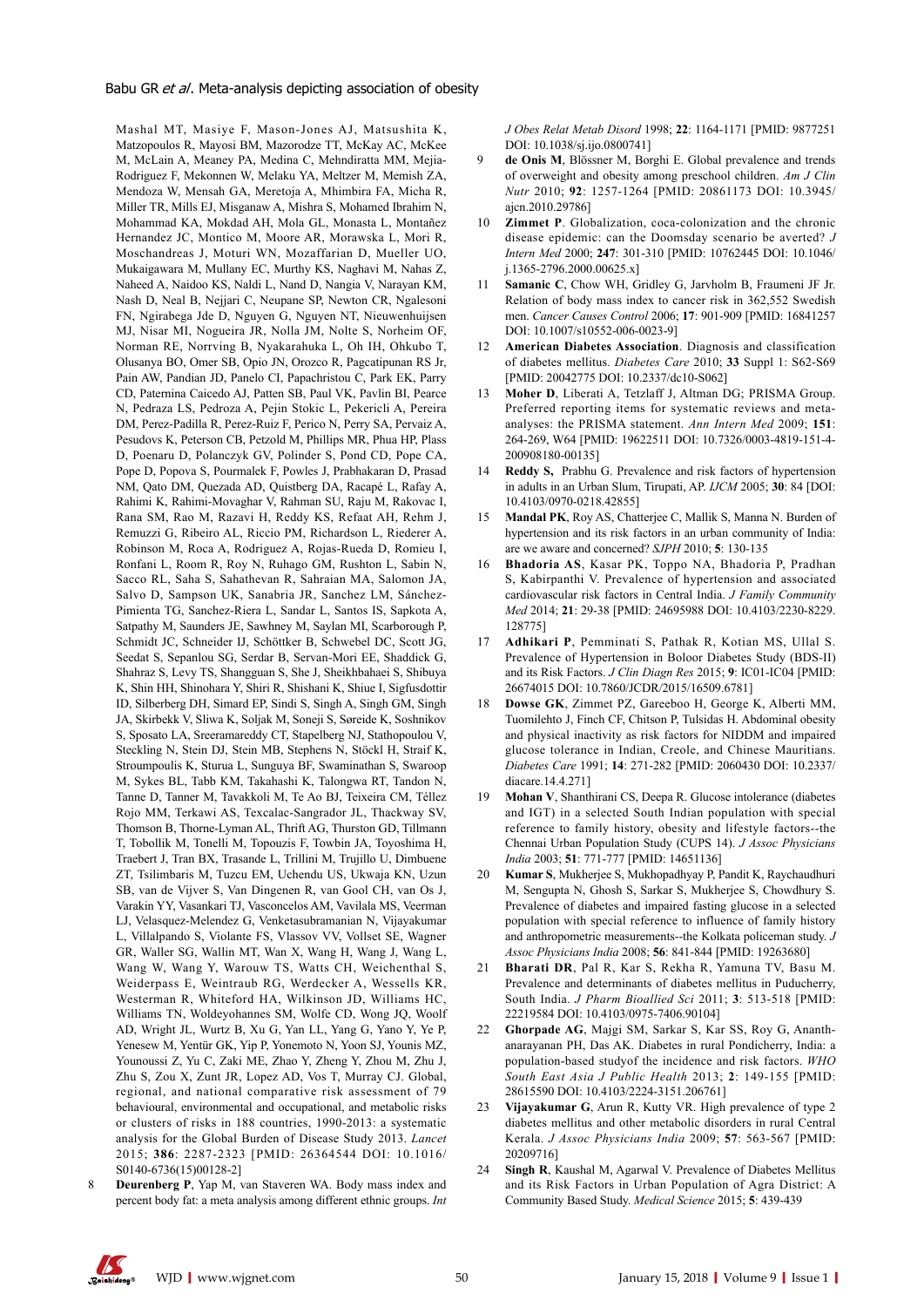Mashal MT, Masiye F, Mason-Jones AJ, Matsushita K, Matzopoulos R, Mayosi BM, Mazorodze TT, McKay AC, McKee M, McLain A, Meaney PA, Medina C, Mehndiratta MM, Mejia-Rodriguez F, Mekonnen W, Melaku YA, Meltzer M, Memish ZA, Mendoza W, Mensah GA, Meretoja A, Mhimbira FA, Micha R, Miller TR, Mills EJ, Misganaw A, Mishra S, Mohamed Ibrahim N, Mohammad KA, Mokdad AH, Mola GL, Monasta L, Montañez Hernandez JC, Montico M, Moore AR, Morawska L, Mori R, Moschandreas J, Moturi WN, Mozaffarian D, Mueller UO, Mukaigawara M, Mullany EC, Murthy KS, Naghavi M, Nahas Z, Naheed A, Naidoo KS, Naldi L, Nand D, Nangia V, Narayan KM, Nash D, Neal B, Nejjari C, Neupane SP, Newton CR, Ngalesoni FN, Ngirabega Jde D, Nguyen G, Nguyen NT, Nieuwenhuijsen MJ, Nisar MI, Nogueira JR, Nolla JM, Nolte S, Norheim OF, Norman RE, Norrving B, Nyakarahuka L, Oh IH, Ohkubo T, Olusanya BO, Omer SB, Opio JN, Orozco R, Pagcatipunan RS Jr, Pain AW, Pandian JD, Panelo CI, Papachristou C, Park EK, Parry CD, Paternina Caicedo AJ, Patten SB, Paul VK, Pavlin BI, Pearce N, Pedraza LS, Pedroza A, Pejin Stokic L, Pekericli A, Pereira DM, Perez-Padilla R, Perez-Ruiz F, Perico N, Perry SA, Pervaiz A, Pesudovs K, Peterson CB, Petzold M, Phillips MR, Phua HP, Plass D, Poenaru D, Polanczyk GV, Polinder S, Pond CD, Pope CA, Pope D, Popova S, Pourmalek F, Powles J, Prabhakaran D, Prasad NM, Qato DM, Quezada AD, Quistberg DA, Racapé L, Rafay A, Rahimi K, Rahimi-Movaghar V, Rahman SU, Raju M, Rakovac I, Rana SM, Rao M, Razavi H, Reddy KS, Refaat AH, Rehm J, Remuzzi G, Ribeiro AL, Riccio PM, Richardson L, Riederer A, Robinson M, Roca A, Rodriguez A, Rojas-Rueda D, Romieu I, Ronfani L, Room R, Roy N, Ruhago GM, Rushton L, Sabin N, Sacco RL, Saha S, Sahathevan R, Sahraian MA, Salomon JA, Salvo D, Sampson UK, Sanabria JR, Sanchez LM, Sánchez-Pimienta TG, Sanchez-Riera L, Sandar L, Santos IS, Sapkota A, Satpathy M, Saunders JE, Sawhney M, Saylan MI, Scarborough P, Schmidt JC, Schneider IJ, Schöttker B, Schwebel DC, Scott JG, Seedat S, Sepanlou SG, Serdar B, Servan-Mori EE, Shaddick G, Shahraz S, Levy TS, Shangguan S, She J, Sheikhbahaei S, Shibuya K, Shin HH, Shinohara Y, Shiri R, Shishani K, Shiue I, Sigfusdottir ID, Silberberg DH, Simard EP, Sindi S, Singh A, Singh GM, Singh JA, Skirbekk V, Sliwa K, Soljak M, Soneji S, Søreide K, Soshnikov S, Sposato LA, Sreeramareddy CT, Stapelberg NJ, Stathopoulou V, Steckling N, Stein DJ, Stein MB, Stephens N, Stöckl H, Straif K, Stroumpoulis K, Sturua L, Sunguya BF, Swaminathan S, Swaroop M, Sykes BL, Tabb KM, Takahashi K, Talongwa RT, Tandon N, Tanne D, Tanner M, Tavakkoli M, Te Ao BJ, Teixeira CM, Téllez Rojo MM, Terkawi AS, Texcalac-Sangrador JL, Thackway SV, Thomson B, Thorne-Lyman AL, Thrift AG, Thurston GD, Tillmann T, Tobollik M, Tonelli M, Topouzis F, Towbin JA, Toyoshima H, Traebert J, Tran BX, Trasande L, Trillini M, Trujillo U, Dimbuene ZT, Tsilimbaris M, Tuzcu EM, Uchendu US, Ukwaja KN, Uzun SB, van de Vijver S, Van Dingenen R, van Gool CH, van Os J, Varakin YY, Vasankari TJ, Vasconcelos AM, Vavilala MS, Veerman LJ, Velasquez-Melendez G, Venketasubramanian N, Vijayakumar L, Villalpando S, Violante FS, Vlassov VV, Vollset SE, Wagner GR, Waller SG, Wallin MT, Wan X, Wang H, Wang J, Wang L, Wang W, Wang Y, Warouw TS, Watts CH, Weichenthal S, Weiderpass E, Weintraub RG, Werdecker A, Wessells KR, Westerman R, Whiteford HA, Wilkinson JD, Williams HC, Williams TN, Woldeyohannes SM, Wolfe CD, Wong JQ, Woolf AD, Wright JL, Wurtz B, Xu G, Yan LL, Yang G, Yano Y, Ye P, Yenesew M, Yentür GK, Yip P, Yonemoto N, Yoon SJ, Younis MZ, Younoussi Z, Yu C, Zaki ME, Zhao Y, Zheng Y, Zhou M, Zhu J, Zhu S, Zou X, Zunt JR, Lopez AD, Vos T, Murray CJ. Global, regional, and national comparative risk assessment of 79 behavioural, environmental and occupational, and metabolic risks or clusters of risks in 188 countries, 1990-2013: a systematic analysis for the Global Burden of Disease Study 2013. *Lancet* 2015; **386**: 2287-2323 [PMID: 26364544 DOI: 10.1016/S0140-6736(15)00128-2]

8 **Deurenberg P**, Yap M, van Staveren WA. Body mass index and percent body fat: a meta analysis among different ethnic groups. *Int J Obes Relat Metab Disord* 1998; **22**: 1164-1171 [PMID: 9877251 DOI: 10.1038/sj.ijo.0800741]

9 **de Onis M**, Blössner M, Borghi E. Global prevalence and trends of overweight and obesity among preschool children. *Am J Clin Nutr* 2010; **92**: 1257-1264 [PMID: 20861173 DOI: 10.3945/ajcn.2010.29786]

10 **Zimmet P**. Globalization, coca-colonization and the chronic disease epidemic: can the Doomsday scenario be averted? *J Intern Med* 2000; **247**: 301-310 [PMID: 10762445 DOI: 10.1046/j.1365-2796.2000.00625.x]

11 **Samanic C**, Chow WH, Gridley G, Jarvholm B, Fraumeni JF Jr. Relation of body mass index to cancer risk in 362,552 Swedish men. *Cancer Causes Control* 2006; **17**: 901-909 [PMID: 16841257 DOI: 10.1007/s10552-006-0023-9]

12 **American Diabetes Association**. Diagnosis and classification of diabetes mellitus. *Diabetes Care* 2010; **33** Suppl 1: S62-S69 [PMID: 20042775 DOI: 10.2337/dc10-S062]

13 **Moher D**, Liberati A, Tetzlaff J, Altman DG; PRISMA Group. Preferred reporting items for systematic reviews and meta-analyses: the PRISMA statement. *Ann Intern Med* 2009; **151**: 264-269, W64 [PMID: 19622511 DOI: 10.7326/0003-4819-151-4-200908180-00135]

14 **Reddy S,** Prabhu G. Prevalence and risk factors of hypertension in adults in an Urban Slum, Tirupati, AP. *IJCM* 2005; **30**: 84 [DOI: 10.4103/0970-0218.42855]

15 **Mandal PK**, Roy AS, Chatterjee C, Mallik S, Manna N. Burden of hypertension and its risk factors in an urban community of India: are we aware and concerned? *SJPH* 2010; **5**: 130-135

16 **Bhadoria AS**, Kasar PK, Toppo NA, Bhadoria P, Pradhan S, Kabirpanthi V. Prevalence of hypertension and associated cardiovascular risk factors in Central India. *J Family Community Med* 2014; **21**: 29-38 [PMID: 24695988 DOI: 10.4103/2230-8229.128775]

17 **Adhikari P**, Pemminati S, Pathak R, Kotian MS, Ullal S. Prevalence of Hypertension in Boloor Diabetes Study (BDS-II) and its Risk Factors. *J Clin Diagn Res* 2015; **9**: IC01-IC04 [PMID: 26674015 DOI: 10.7860/JCDR/2015/16509.6781]

18 **Dowse GK**, Zimmet PZ, Gareeboo H, George K, Alberti MM, Tuomilehto J, Finch CF, Chitson P, Tulsidas H. Abdominal obesity and physical inactivity as risk factors for NIDDM and impaired glucose tolerance in Indian, Creole, and Chinese Mauritians. *Diabetes Care* 1991; **14**: 271-282 [PMID: 2060430 DOI: 10.2337/diacare.14.4.271]

19 **Mohan V**, Shanthirani CS, Deepa R. Glucose intolerance (diabetes and IGT) in a selected South Indian population with special reference to family history, obesity and lifestyle factors--the Chennai Urban Population Study (CUPS 14). *J Assoc Physicians India* 2003; **51**: 771-777 [PMID: 14651136]

20 **Kumar S**, Mukherjee S, Mukhopadhyay P, Pandit K, Raychaudhuri M, Sengupta N, Ghosh S, Sarkar S, Mukherjee S, Chowdhury S. Prevalence of diabetes and impaired fasting glucose in a selected population with special reference to influence of family history and anthropometric measurements--the Kolkata policeman study. *J Assoc Physicians India* 2008; **56**: 841-844 [PMID: 19263680]

21 **Bharati DR**, Pal R, Kar S, Rekha R, Yamuna TV, Basu M. Prevalence and determinants of diabetes mellitus in Puducherry, South India. *J Pharm Bioallied Sci* 2011; **3**: 513-518 [PMID: 22219584 DOI: 10.4103/0975-7406.90104]

22 **Ghorpade AG**, Majgi SM, Sarkar S, Kar SS, Roy G, Ananthanarayanan PH, Das AK. Diabetes in rural Pondicherry, India: a population-based studyof the incidence and risk factors. *WHO South East Asia J Public Health* 2013; **2**: 149-155 [PMID: 28615590 DOI: 10.4103/2224-3151.206761]

23 **Vijayakumar G**, Arun R, Kutty VR. High prevalence of type 2 diabetes mellitus and other metabolic disorders in rural Central Kerala. *J Assoc Physicians India* 2009; **57**: 563-567 [PMID: 20209716]

24 **Singh R**, Kaushal M, Agarwal V. Prevalence of Diabetes Mellitus and its Risk Factors in Urban Population of Agra District: A Community Based Study. *Medical Science* 2015; **5**: 439-439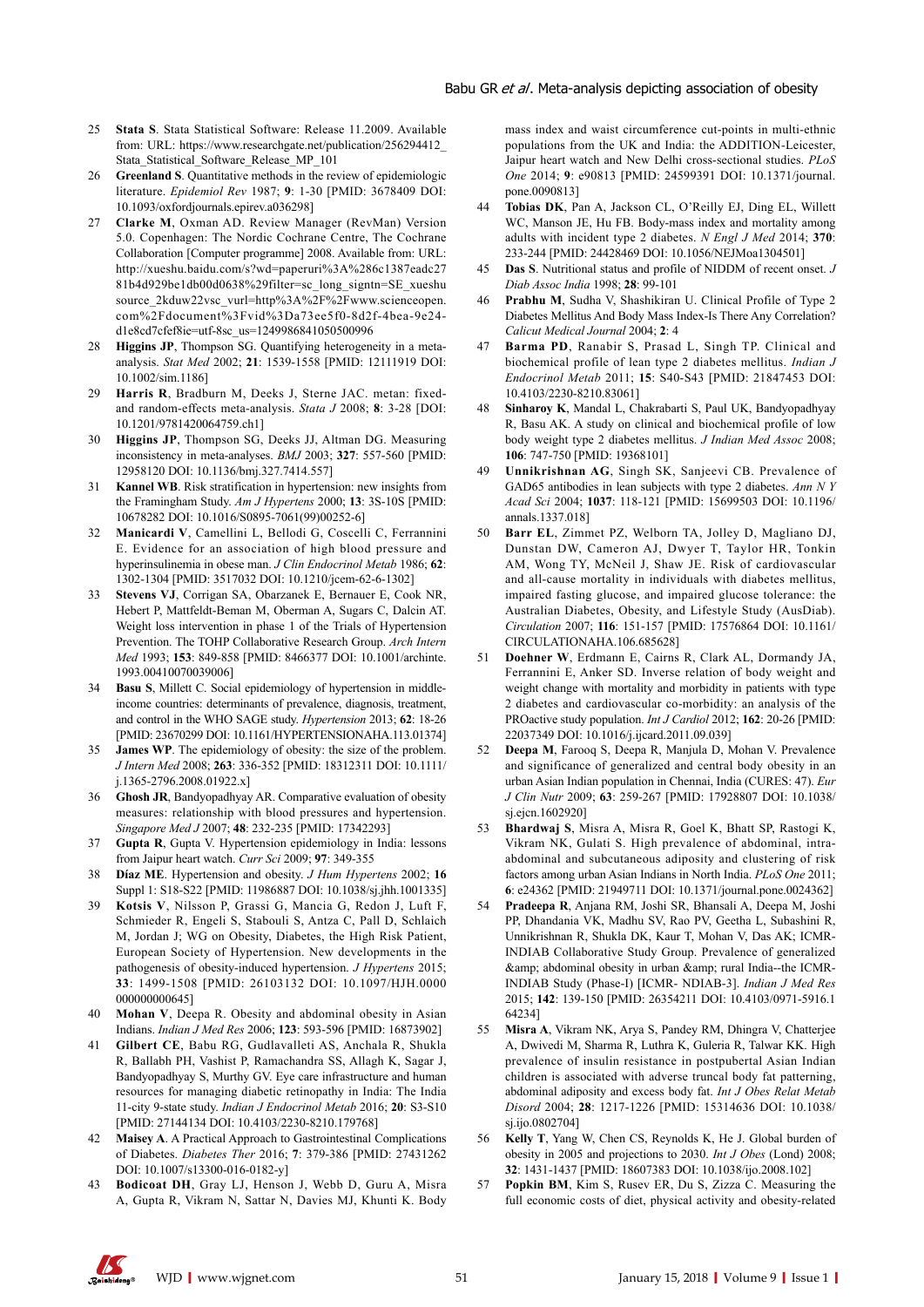25 **Stata S**. Stata Statistical Software: Release 11.2009. Available from: URL: https://www.researchgate.net/publication/256294412_Stata_Statistical_Software_Release_MP_101

26 **Greenland S**. Quantitative methods in the review of epidemiologic literature. *Epidemiol Rev* 1987; **9**: 1-30 [PMID: 3678409 DOI: 10.1093/oxfordjournals.epirev.a036298]

27 **Clarke M**, Oxman AD. Review Manager (RevMan) Version 5.0. Copenhagen: The Nordic Cochrane Centre, The Cochrane Collaboration [Computer programme] 2008. Available from: URL: http://xueshu.baidu.com/s?wd=paperuri%3A%286c1387eadc2781b4d929be1db00d0638%29filter=sc_long_signtn=SE_xueshusource_2kduw22vsc_vurl=http%3A%2F%2Fwww.scienceopen.com%2Fdocument%3Fvid%3Da73ee5f0-8d2f-4bea-9e24-d1e8cd7cfef8ie=utf-8sc_us=1249986841050500996

28 **Higgins JP**, Thompson SG. Quantifying heterogeneity in a meta-analysis. *Stat Med* 2002; **21**: 1539-1558 [PMID: 12111919 DOI: 10.1002/sim.1186]

29 **Harris R**, Bradburn M, Deeks J, Sterne JAC. metan: fixed- and random-effects meta-analysis. *Stata J* 2008; **8**: 3-28 [DOI: 10.1201/9781420064759.ch1]

30 **Higgins JP**, Thompson SG, Deeks JJ, Altman DG. Measuring inconsistency in meta-analyses. *BMJ* 2003; **327**: 557-560 [PMID: 12958120 DOI: 10.1136/bmj.327.7414.557]

31 **Kannel WB**. Risk stratification in hypertension: new insights from the Framingham Study. *Am J Hypertens* 2000; **13**: 3S-10S [PMID: 10678282 DOI: 10.1016/S0895-7061(99)00252-6]

32 **Manicardi V**, Camellini L, Bellodi G, Coscelli C, Ferrannini E. Evidence for an association of high blood pressure and hyperinsulinemia in obese man. *J Clin Endocrinol Metab* 1986; **62**: 1302-1304 [PMID: 3517032 DOI: 10.1210/jcem-62-6-1302]

33 **Stevens VJ**, Corrigan SA, Obarzanek E, Bernauer E, Cook NR, Hebert P, Mattfeldt-Beman M, Oberman A, Sugars C, Dalcin AT. Weight loss intervention in phase 1 of the Trials of Hypertension Prevention. The TOHP Collaborative Research Group. *Arch Intern Med* 1993; **153**: 849-858 [PMID: 8466377 DOI: 10.1001/archinte.1993.00410070039006]

34 **Basu S**, Millett C. Social epidemiology of hypertension in middle-income countries: determinants of prevalence, diagnosis, treatment, and control in the WHO SAGE study. *Hypertension* 2013; **62**: 18-26 [PMID: 23670299 DOI: 10.1161/HYPERTENSIONAHA.113.01374]

35 **James WP**. The epidemiology of obesity: the size of the problem. *J Intern Med* 2008; **263**: 336-352 [PMID: 18312311 DOI: 10.1111/j.1365-2796.2008.01922.x]

36 **Ghosh JR**, Bandyopadhyay AR. Comparative evaluation of obesity measures: relationship with blood pressures and hypertension. *Singapore Med J* 2007; **48**: 232-235 [PMID: 17342293]

37 **Gupta R**, Gupta V. Hypertension epidemiology in India: lessons from Jaipur heart watch. *Curr Sci* 2009; **97**: 349-355

38 **Díaz ME**. Hypertension and obesity. *J Hum Hypertens* 2002; **16** Suppl 1: S18-S22 [PMID: 11986887 DOI: 10.1038/sj.jhh.1001335]

39 **Kotsis V**, Nilsson P, Grassi G, Mancia G, Redon J, Luft F, Schmieder R, Engeli S, Stabouli S, Antza C, Pall D, Schlaich M, Jordan J; WG on Obesity, Diabetes, the High Risk Patient, European Society of Hypertension. New developments in the pathogenesis of obesity-induced hypertension. *J Hypertens* 2015; **33**: 1499-1508 [PMID: 26103132 DOI: 10.1097/HJH.0000000000000645]

40 **Mohan V**, Deepa R. Obesity and abdominal obesity in Asian Indians. *Indian J Med Res* 2006; **123**: 593-596 [PMID: 16873902]

41 **Gilbert CE**, Babu RG, Gudlavalleti AS, Anchala R, Shukla R, Ballabh PH, Vashist P, Ramachandra SS, Allagh K, Sagar J, Bandyopadhyay S, Murthy GV. Eye care infrastructure and human resources for managing diabetic retinopathy in India: The India 11-city 9-state study. *Indian J Endocrinol Metab* 2016; **20**: S3-S10 [PMID: 27144134 DOI: 10.4103/2230-8210.179768]

42 **Maisey A**. A Practical Approach to Gastrointestinal Complications of Diabetes. *Diabetes Ther* 2016; **7**: 379-386 [PMID: 27431262 DOI: 10.1007/s13300-016-0182-y]

43 **Bodicoat DH**, Gray LJ, Henson J, Webb D, Guru A, Misra A, Gupta R, Vikram N, Sattar N, Davies MJ, Khunti K. Body mass index and waist circumference cut-points in multi-ethnic populations from the UK and India: the ADDITION-Leicester, Jaipur heart watch and New Delhi cross-sectional studies. *PLoS One* 2014; **9**: e90813 [PMID: 24599391 DOI: 10.1371/journal.pone.0090813]

44 **Tobias DK**, Pan A, Jackson CL, O'Reilly EJ, Ding EL, Willett WC, Manson JE, Hu FB. Body-mass index and mortality among adults with incident type 2 diabetes. *N Engl J Med* 2014; **370**: 233-244 [PMID: 24428469 DOI: 10.1056/NEJMoa1304501]

45 **Das S**. Nutritional status and profile of NIDDM of recent onset. *J Diab Assoc India* 1998; **28**: 99-101

46 **Prabhu M**, Sudha V, Shashikiran U. Clinical Profile of Type 2 Diabetes Mellitus And Body Mass Index-Is There Any Correlation? *Calicut Medical Journal* 2004; **2**: 4

47 **Barma PD**, Ranabir S, Prasad L, Singh TP. Clinical and biochemical profile of lean type 2 diabetes mellitus. *Indian J Endocrinol Metab* 2011; **15**: S40-S43 [PMID: 21847453 DOI: 10.4103/2230-8210.83061]

48 **Sinharoy K**, Mandal L, Chakrabarti S, Paul UK, Bandyopadhyay R, Basu AK. A study on clinical and biochemical profile of low body weight type 2 diabetes mellitus. *J Indian Med Assoc* 2008; **106**: 747-750 [PMID: 19368101]

49 **Unnikrishnan AG**, Singh SK, Sanjeevi CB. Prevalence of GAD65 antibodies in lean subjects with type 2 diabetes. *Ann N Y Acad Sci* 2004; **1037**: 118-121 [PMID: 15699503 DOI: 10.1196/annals.1337.018]

50 **Barr EL**, Zimmet PZ, Welborn TA, Jolley D, Magliano DJ, Dunstan DW, Cameron AJ, Dwyer T, Taylor HR, Tonkin AM, Wong TY, McNeil J, Shaw JE. Risk of cardiovascular and all-cause mortality in individuals with diabetes mellitus, impaired fasting glucose, and impaired glucose tolerance: the Australian Diabetes, Obesity, and Lifestyle Study (AusDiab). *Circulation* 2007; **116**: 151-157 [PMID: 17576864 DOI: 10.1161/CIRCULATIONAHA.106.685628]

51 **Doehner W**, Erdmann E, Cairns R, Clark AL, Dormandy JA, Ferrannini E, Anker SD. Inverse relation of body weight and weight change with mortality and morbidity in patients with type 2 diabetes and cardiovascular co-morbidity: an analysis of the PROactive study population. *Int J Cardiol* 2012; **162**: 20-26 [PMID: 22037349 DOI: 10.1016/j.ijcard.2011.09.039]

52 **Deepa M**, Farooq S, Deepa R, Manjula D, Mohan V. Prevalence and significance of generalized and central body obesity in an urban Asian Indian population in Chennai, India (CURES: 47). *Eur J Clin Nutr* 2009; **63**: 259-267 [PMID: 17928807 DOI: 10.1038/sj.ejcn.1602920]

53 **Bhardwaj S**, Misra A, Misra R, Goel K, Bhatt SP, Rastogi K, Vikram NK, Gulati S. High prevalence of abdominal, intra-abdominal and subcutaneous adiposity and clustering of risk factors among urban Asian Indians in North India. *PLoS One* 2011; **6**: e24362 [PMID: 21949711 DOI: 10.1371/journal.pone.0024362]

54 **Pradeepa R**, Anjana RM, Joshi SR, Bhansali A, Deepa M, Joshi PP, Dhandania VK, Madhu SV, Rao PV, Geetha L, Subashini R, Unnikrishnan R, Shukla DK, Kaur T, Mohan V, Das AK; ICMR-INDIAB Collaborative Study Group. Prevalence of generalized &amp; abdominal obesity in urban &amp; rural India--the ICMR-INDIAB Study (Phase-I) [ICMR- NDIAB-3]. *Indian J Med Res* 2015; **142**: 139-150 [PMID: 26354211 DOI: 10.4103/0971-5916.164234]

55 **Misra A**, Vikram NK, Arya S, Pandey RM, Dhingra V, Chatterjee A, Dwivedi M, Sharma R, Luthra K, Guleria R, Talwar KK. High prevalence of insulin resistance in postpubertal Asian Indian children is associated with adverse truncal body fat patterning, abdominal adiposity and excess body fat. *Int J Obes Relat Metab Disord* 2004; **28**: 1217-1226 [PMID: 15314636 DOI: 10.1038/sj.ijo.0802704]

56 **Kelly T**, Yang W, Chen CS, Reynolds K, He J. Global burden of obesity in 2005 and projections to 2030. *Int J Obes* (Lond) 2008; **32**: 1431-1437 [PMID: 18607383 DOI: 10.1038/ijo.2008.102]

57 **Popkin BM**, Kim S, Rusev ER, Du S, Zizza C. Measuring the full economic costs of diet, physical activity and obesity-related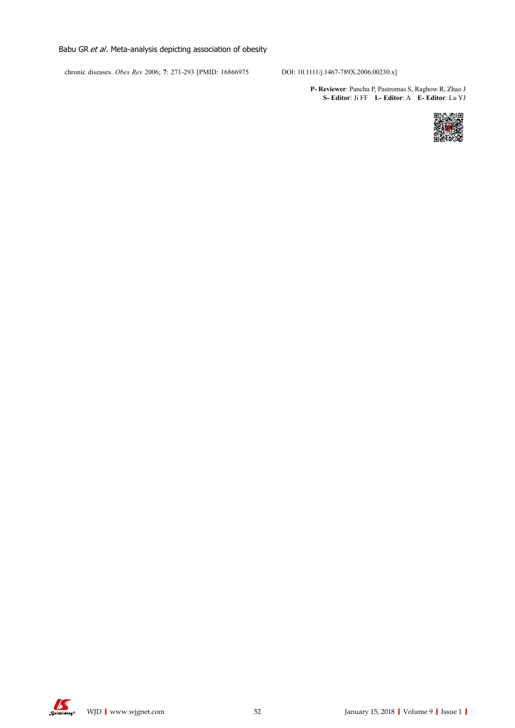chronic diseases. *Obes Rev* 2006; **7**: 271-293 [PMID: 16866975 DOI: 10.1111/j.1467-789X.2006.00230.x]

**P- Reviewer**: Panchu P, Pastromas S, Raghow R, Zhao J
**S- Editor**: Ji FF **L- Editor**: A **E- Editor**: Lu YJ